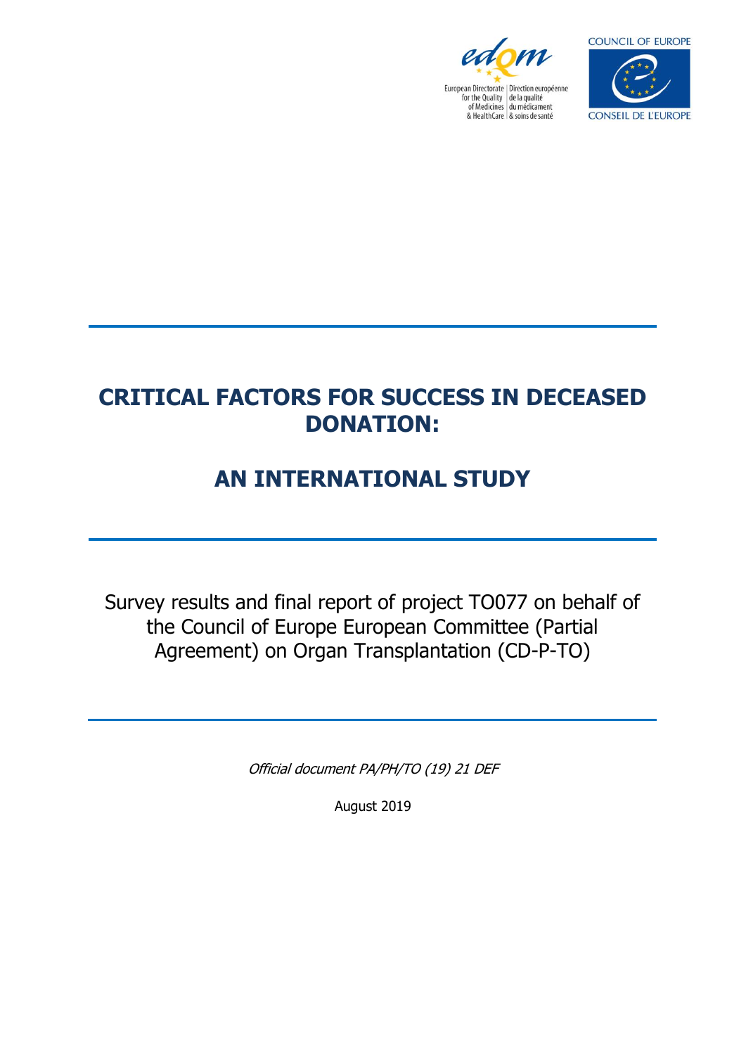European Directorate for the Quality of Medicines & HealthCare | Direction européenne de la qualité du médicament & soins de santé

COUNCIL OF EUROPE
CONSEIL DE L'EUROPE

# CRITICAL FACTORS FOR SUCCESS IN DECEASED DONATION:

# AN INTERNATIONAL STUDY

Survey results and final report of project TO077 on behalf of the Council of Europe European Committee (Partial Agreement) on Organ Transplantation (CD-P-TO)

*Official document PA/PH/TO (19) 21 DEF*

August 2019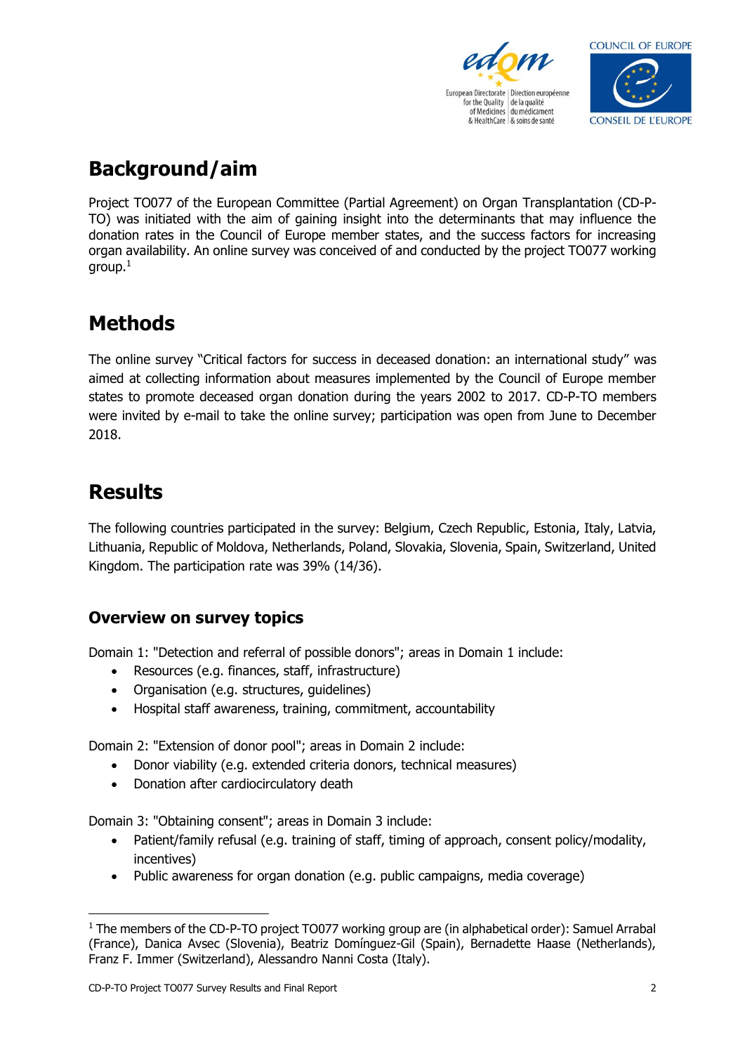# Background/aim

Project TO077 of the European Committee (Partial Agreement) on Organ Transplantation (CD-P-TO) was initiated with the aim of gaining insight into the determinants that may influence the donation rates in the Council of Europe member states, and the success factors for increasing organ availability. An online survey was conceived of and conducted by the project TO077 working group.[1]

# Methods

The online survey "Critical factors for success in deceased donation: an international study" was aimed at collecting information about measures implemented by the Council of Europe member states to promote deceased organ donation during the years 2002 to 2017. CD-P-TO members were invited by e-mail to take the online survey; participation was open from June to December 2018.

# Results

The following countries participated in the survey: Belgium, Czech Republic, Estonia, Italy, Latvia, Lithuania, Republic of Moldova, Netherlands, Poland, Slovakia, Slovenia, Spain, Switzerland, United Kingdom. The participation rate was 39% (14/36).

## Overview on survey topics

Domain 1: "Detection and referral of possible donors"; areas in Domain 1 include:

- Resources (e.g. finances, staff, infrastructure)
- Organisation (e.g. structures, guidelines)
- Hospital staff awareness, training, commitment, accountability

Domain 2: "Extension of donor pool"; areas in Domain 2 include:

- Donor viability (e.g. extended criteria donors, technical measures)
- Donation after cardiocirculatory death

Domain 3: "Obtaining consent"; areas in Domain 3 include:

- Patient/family refusal (e.g. training of staff, timing of approach, consent policy/modality, incentives)
- Public awareness for organ donation (e.g. public campaigns, media coverage)

[1] The members of the CD-P-TO project TO077 working group are (in alphabetical order): Samuel Arrabal (France), Danica Avsec (Slovenia), Beatriz Domínguez-Gil (Spain), Bernadette Haase (Netherlands), Franz F. Immer (Switzerland), Alessandro Nanni Costa (Italy).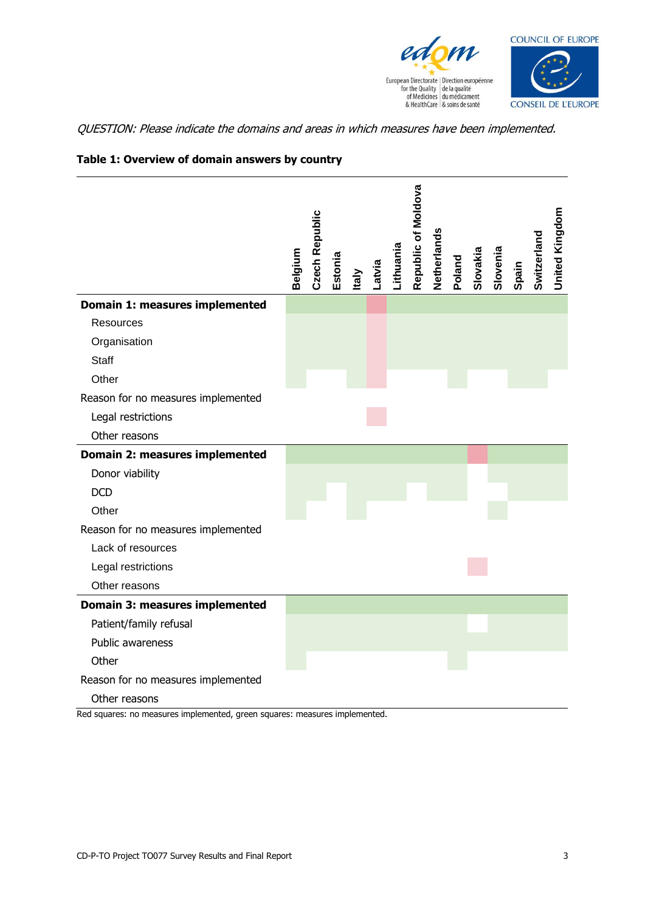*QUESTION: Please indicate the domains and areas in which measures have been implemented.*

**Table 1: Overview of domain answers by country**

| | Belgium | Czech Republic | Estonia | Italy | Latvia | Lithuania | Republic of Moldova | Netherlands | Poland | Slovakia | Slovenia | Spain | Switzerland | United Kingdom |
|---|---|---|---|---|---|---|---|---|---|---|---|---|---|---|
| **Domain 1: measures implemented** | ✓ | ✓ | ✓ | ✓ | ✗ | ✓ | ✓ | ✓ | ✓ | ✓ | ✓ | ✓ | ✓ | ✓ |
| Resources | ✓ | ✓ | ✓ | ✓ | ✗ | ✓ | ✓ | ✓ | ✓ | ✓ | ✓ | ✓ | ✓ | ✓ |
| Organisation | ✓ | ✓ | ✓ | ✓ | ✗ | ✓ | ✓ | ✓ | ✓ | ✓ | ✓ | ✓ | ✓ | ✓ |
| Staff | ✓ | ✓ | ✓ | ✓ | ✗ | ✓ | ✓ | ✓ | ✓ | ✓ | ✓ | ✓ | ✓ | ✓ |
| Other | ✓ | | | ✓ | ✗ | | | | ✓ | | | ✓ | ✓ | |
| Reason for no measures implemented | | | | | | | | | | | | | | |
| Legal restrictions | | | | | ✗ | | | | | | | | | |
| Other reasons | | | | | | | | | | | | | | |
| **Domain 2: measures implemented** | ✓ | ✓ | ✓ | ✓ | ✓ | ✓ | ✓ | ✓ | ✓ | ✗ | ✓ | ✓ | ✓ | ✓ |
| Donor viability | ✓ | ✓ | ✓ | ✓ | ✓ | ✓ | ✓ | ✓ | ✓ | | ✓ | ✓ | ✓ | ✓ |
| DCD | ✓ | ✓ | | ✓ | ✓ | ✓ | | ✓ | ✓ | | | ✓ | ✓ | ✓ |
| Other | ✓ | | | ✓ | | | | | | | ✓ | | | |
| Reason for no measures implemented | | | | | | | | | | | | | | |
| Lack of resources | | | | | | | | | | | | | | |
| Legal restrictions | | | | | | | | | | ✗ | | | | |
| Other reasons | | | | | | | | | | | | | | |
| **Domain 3: measures implemented** | ✓ | ✓ | ✓ | ✓ | ✓ | ✓ | ✓ | ✓ | ✓ | ✓ | ✓ | ✓ | ✓ | ✓ |
| Patient/family refusal | ✓ | ✓ | ✓ | ✓ | ✓ | ✓ | ✓ | ✓ | ✓ | | ✓ | ✓ | ✓ | ✓ |
| Public awareness | ✓ | ✓ | ✓ | ✓ | ✓ | ✓ | ✓ | ✓ | ✓ | ✓ | ✓ | ✓ | ✓ | ✓ |
| Other | ✓ | | | | | | | | ✓ | | | | | |
| Reason for no measures implemented | | | | | | | | | | | | | | |
| Other reasons | | | | | | | | | | | | | | |

Red squares: no measures implemented, green squares: measures implemented.

(✓ = green square; ✗ = red square)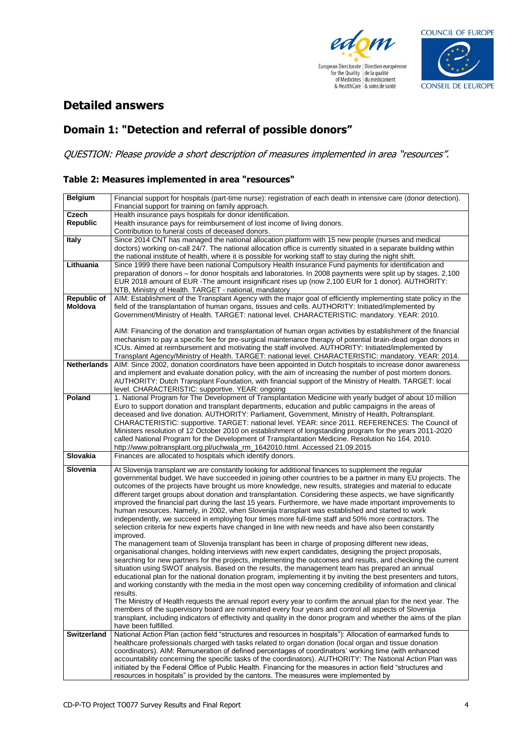# Detailed answers

## Domain 1: "Detection and referral of possible donors"

*QUESTION: Please provide a short description of measures implemented in area "resources".*

### Table 2: Measures implemented in area "resources"

| | |
|---|---|
| **Belgium** | Financial support for hospitals (part-time nurse): registration of each death in intensive care (donor detection). Financial support for training on family approach. |
| **Czech Republic** | Health insurance pays hospitals for donor identification.<br>Health insurance pays for reimbursement of lost income of living donors.<br>Contribution to funeral costs of deceased donors. |
| **Italy** | Since 2014 CNT has managed the national allocation platform with 15 new people (nurses and medical doctors) working on-call 24/7. The national allocation office is currently situated in a separate building within the national institute of health, where it is possible for working staff to stay during the night shift. |
| **Lithuania** | Since 1999 there have been national Compulsory Health Insurance Fund payments for identification and preparation of donors – for donor hospitals and laboratories. In 2008 payments were split up by stages. 2,100 EUR 2018 amount of EUR -The amount insignificant rises up (now 2,100 EUR for 1 donor). AUTHORITY: NTB, Ministry of Health. TARGET - national, mandatory |
| **Republic of Moldova** | AIM: Establishment of the Transplant Agency with the major goal of efficiently implementing state policy in the field of the transplantation of human organs, tissues and cells. AUTHORITY: Initiated/implemented by Government/Ministry of Health. TARGET: national level. CHARACTERISTIC: mandatory. YEAR: 2010.<br><br>AIM: Financing of the donation and transplantation of human organ activities by establishment of the financial mechanism to pay a specific fee for pre-surgical maintenance therapy of potential brain-dead organ donors in ICUs. Aimed at reimbursement and motivating the staff involved. AUTHORITY: Initiated/implemented by Transplant Agency/Ministry of Health. TARGET: national level. CHARACTERISTIC: mandatory. YEAR: 2014. |
| **Netherlands** | AIM: Since 2002, donation coordinators have been appointed in Dutch hospitals to increase donor awareness and implement and evaluate donation policy, with the aim of increasing the number of post mortem donors. AUTHORITY: Dutch Transplant Foundation, with financial support of the Ministry of Health. TARGET: local level. CHARACTERISTIC: supportive. YEAR: ongoing |
| **Poland** | 1. National Program for The Development of Transplantation Medicine with yearly budget of about 10 million Euro to support donation and transplant departments, education and public campaigns in the areas of deceased and live donation. AUTHORITY: Parliament, Government, Ministry of Health, Poltransplant. CHARACTERISTIC: supportive. TARGET: national level. YEAR: since 2011. REFERENCES: The Council of Ministers resolution of 12 October 2010 on establishment of longstanding program for the years 2011-2020 called National Program for the Development of Transplantation Medicine. Resolution No 164, 2010. http://www.poltransplant.org.pl/uchwala_rm_1642010.html. Accessed 21.09.2015 |
| **Slovakia** | Finances are allocated to hospitals which identify donors. |
| **Slovenia** | At Slovenija transplant we are constantly looking for additional finances to supplement the regular governmental budget. We have succeeded in joining other countries to be a partner in many EU projects. The outcomes of the projects have brought us more knowledge, new results, strategies and material to educate different target groups about donation and transplantation. Considering these aspects, we have significantly improved the financial part during the last 15 years. Furthermore, we have made important improvements to human resources. Namely, in 2002, when Slovenija transplant was established and started to work independently, we succeed in employing four times more full-time staff and 50% more contractors. The selection criteria for new experts have changed in line with new needs and have also been constantly improved.<br>The management team of Slovenija transplant has been in charge of proposing different new ideas, organisational changes, holding interviews with new expert candidates, designing the project proposals, searching for new partners for the projects, implementing the outcomes and results, and checking the current situation using SWOT analysis. Based on the results, the management team has prepared an annual educational plan for the national donation program, implementing it by inviting the best presenters and tutors, and working constantly with the media in the most open way concerning credibility of information and clinical results.<br>The Ministry of Health requests the annual report every year to confirm the annual plan for the next year. The members of the supervisory board are nominated every four years and control all aspects of Slovenija transplant, including indicators of effectivity and quality in the donor program and whether the aims of the plan have been fulfilled. |
| **Switzerland** | National Action Plan (action field "structures and resources in hospitals"): Allocation of earmarked funds to healthcare professionals charged with tasks related to organ donation (local organ and tissue donation coordinators). AIM: Remuneration of defined percentages of coordinators' working time (with enhanced accountability concerning the specific tasks of the coordinators). AUTHORITY: The National Action Plan was initiated by the Federal Office of Public Health. Financing for the measures in action field "structures and resources in hospitals" is provided by the cantons. The measures were implemented by |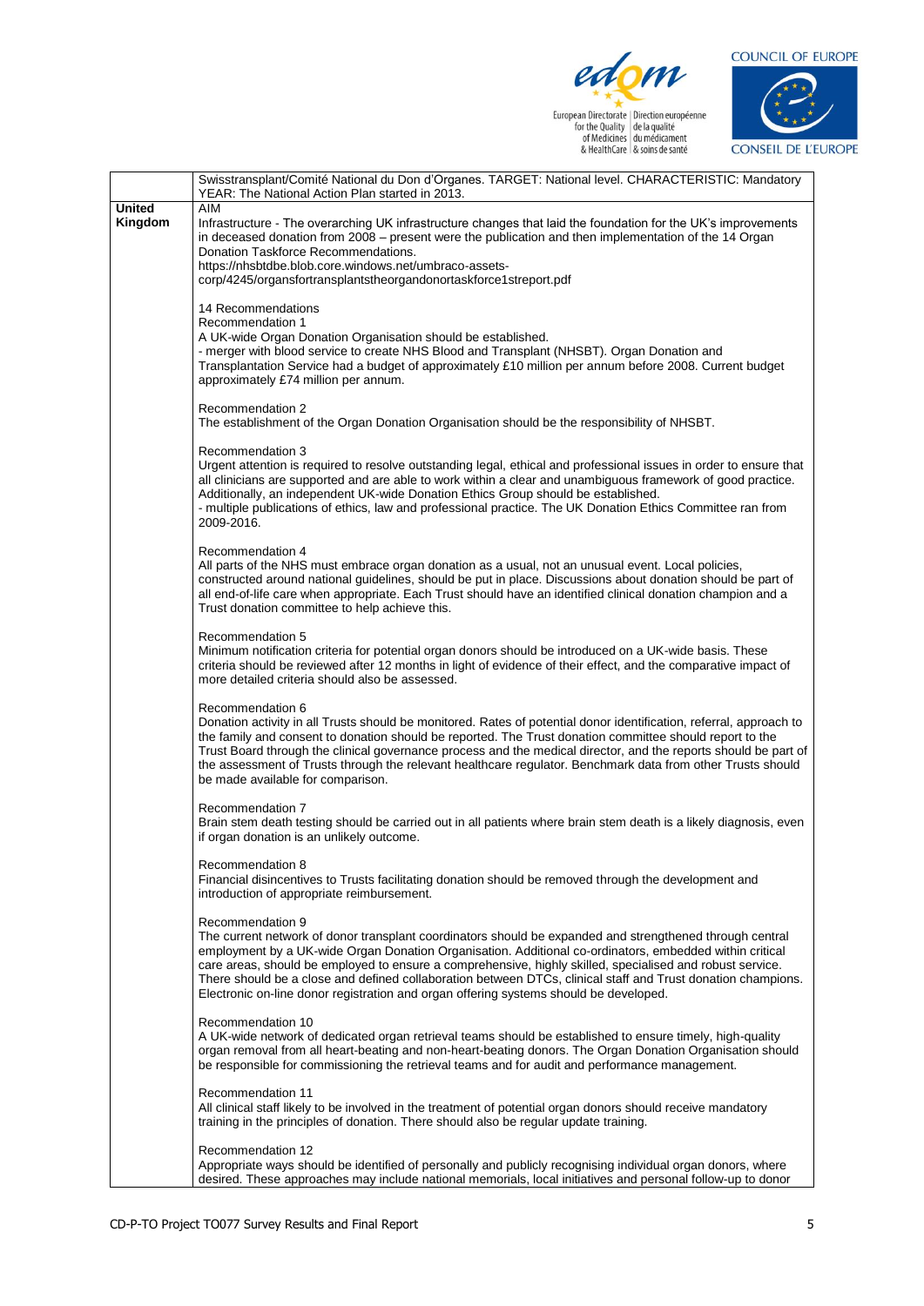| | |
|---|---|
| | Swisstransplant/Comité National du Don d'Organes. TARGET: National level. CHARACTERISTIC: Mandatory YEAR: The National Action Plan started in 2013. |
| **United Kingdom** | AIM<br>Infrastructure - The overarching UK infrastructure changes that laid the foundation for the UK's improvements in deceased donation from 2008 – present were the publication and then implementation of the 14 Organ Donation Taskforce Recommendations.<br>https://nhsbtdbe.blob.core.windows.net/umbraco-assets-corp/4245/organsfortransplantstheorgandonortaskforce1streport.pdf<br><br>14 Recommendations<br>Recommendation 1<br>A UK-wide Organ Donation Organisation should be established.<br>- merger with blood service to create NHS Blood and Transplant (NHSBT). Organ Donation and Transplantation Service had a budget of approximately £10 million per annum before 2008. Current budget approximately £74 million per annum.<br><br>Recommendation 2<br>The establishment of the Organ Donation Organisation should be the responsibility of NHSBT.<br><br>Recommendation 3<br>Urgent attention is required to resolve outstanding legal, ethical and professional issues in order to ensure that all clinicians are supported and are able to work within a clear and unambiguous framework of good practice. Additionally, an independent UK-wide Donation Ethics Group should be established.<br>- multiple publications of ethics, law and professional practice. The UK Donation Ethics Committee ran from 2009-2016.<br><br>Recommendation 4<br>All parts of the NHS must embrace organ donation as a usual, not an unusual event. Local policies, constructed around national guidelines, should be put in place. Discussions about donation should be part of all end-of-life care when appropriate. Each Trust should have an identified clinical donation champion and a Trust donation committee to help achieve this.<br><br>Recommendation 5<br>Minimum notification criteria for potential organ donors should be introduced on a UK-wide basis. These criteria should be reviewed after 12 months in light of evidence of their effect, and the comparative impact of more detailed criteria should also be assessed.<br><br>Recommendation 6<br>Donation activity in all Trusts should be monitored. Rates of potential donor identification, referral, approach to the family and consent to donation should be reported. The Trust donation committee should report to the Trust Board through the clinical governance process and the medical director, and the reports should be part of the assessment of Trusts through the relevant healthcare regulator. Benchmark data from other Trusts should be made available for comparison.<br><br>Recommendation 7<br>Brain stem death testing should be carried out in all patients where brain stem death is a likely diagnosis, even if organ donation is an unlikely outcome.<br><br>Recommendation 8<br>Financial disincentives to Trusts facilitating donation should be removed through the development and introduction of appropriate reimbursement.<br><br>Recommendation 9<br>The current network of donor transplant coordinators should be expanded and strengthened through central employment by a UK-wide Organ Donation Organisation. Additional co-ordinators, embedded within critical care areas, should be employed to ensure a comprehensive, highly skilled, specialised and robust service. There should be a close and defined collaboration between DTCs, clinical staff and Trust donation champions. Electronic on-line donor registration and organ offering systems should be developed.<br><br>Recommendation 10<br>A UK-wide network of dedicated organ retrieval teams should be established to ensure timely, high-quality organ removal from all heart-beating and non-heart-beating donors. The Organ Donation Organisation should be responsible for commissioning the retrieval teams and for audit and performance management.<br><br>Recommendation 11<br>All clinical staff likely to be involved in the treatment of potential organ donors should receive mandatory training in the principles of donation. There should also be regular update training.<br><br>Recommendation 12<br>Appropriate ways should be identified of personally and publicly recognising individual organ donors, where desired. These approaches may include national memorials, local initiatives and personal follow-up to donor |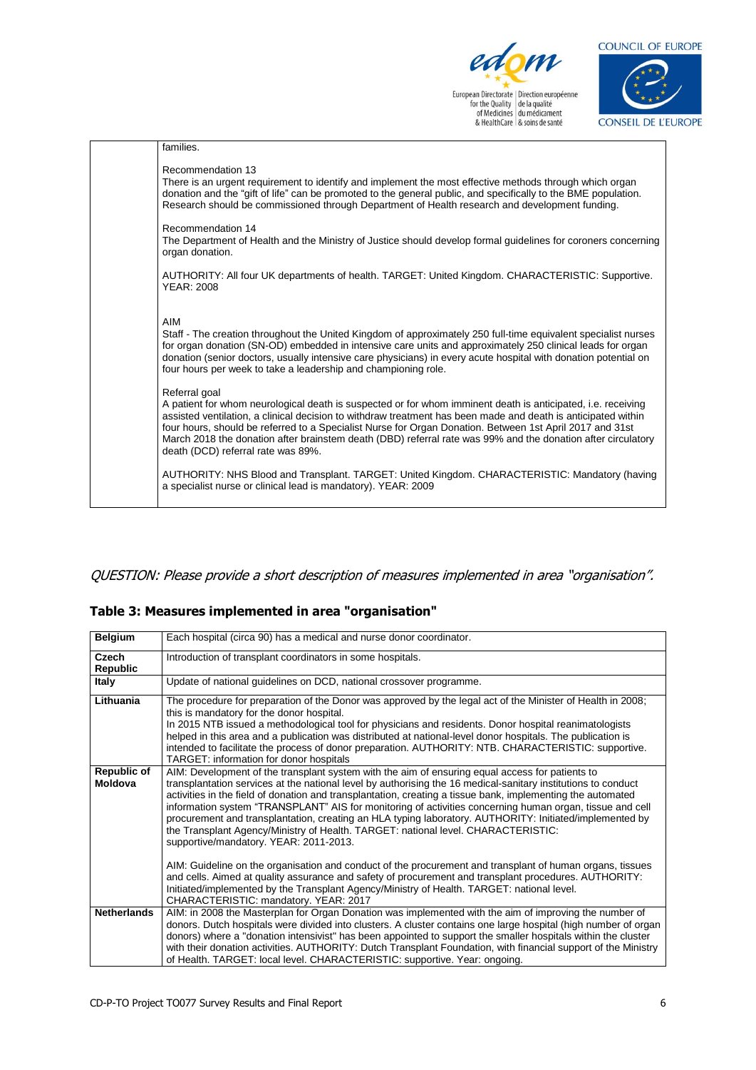| | |
|---|---|
| | families.<br><br>Recommendation 13<br>There is an urgent requirement to identify and implement the most effective methods through which organ donation and the "gift of life" can be promoted to the general public, and specifically to the BME population. Research should be commissioned through Department of Health research and development funding.<br><br>Recommendation 14<br>The Department of Health and the Ministry of Justice should develop formal guidelines for coroners concerning organ donation.<br><br>AUTHORITY: All four UK departments of health. TARGET: United Kingdom. CHARACTERISTIC: Supportive. YEAR: 2008<br><br>AIM<br>Staff - The creation throughout the United Kingdom of approximately 250 full-time equivalent specialist nurses for organ donation (SN-OD) embedded in intensive care units and approximately 250 clinical leads for organ donation (senior doctors, usually intensive care physicians) in every acute hospital with donation potential on four hours per week to take a leadership and championing role.<br><br>Referral goal<br>A patient for whom neurological death is suspected or for whom imminent death is anticipated, i.e. receiving assisted ventilation, a clinical decision to withdraw treatment has been made and death is anticipated within four hours, should be referred to a Specialist Nurse for Organ Donation. Between 1st April 2017 and 31st March 2018 the donation after brainstem death (DBD) referral rate was 99% and the donation after circulatory death (DCD) referral rate was 89%.<br><br>AUTHORITY: NHS Blood and Transplant. TARGET: United Kingdom. CHARACTERISTIC: Mandatory (having a specialist nurse or clinical lead is mandatory). YEAR: 2009 |

*QUESTION: Please provide a short description of measures implemented in area "organisation".*

**Table 3: Measures implemented in area "organisation"**

| | |
|---|---|
| **Belgium** | Each hospital (circa 90) has a medical and nurse donor coordinator. |
| **Czech Republic** | Introduction of transplant coordinators in some hospitals. |
| **Italy** | Update of national guidelines on DCD, national crossover programme. |
| **Lithuania** | The procedure for preparation of the Donor was approved by the legal act of the Minister of Health in 2008; this is mandatory for the donor hospital.<br>In 2015 NTB issued a methodological tool for physicians and residents. Donor hospital reanimatologists helped in this area and a publication was distributed at national-level donor hospitals. The publication is intended to facilitate the process of donor preparation. AUTHORITY: NTB. CHARACTERISTIC: supportive. TARGET: information for donor hospitals |
| **Republic of Moldova** | AIM: Development of the transplant system with the aim of ensuring equal access for patients to transplantation services at the national level by authorising the 16 medical-sanitary institutions to conduct activities in the field of donation and transplantation, creating a tissue bank, implementing the automated information system "TRANSPLANT" AIS for monitoring of activities concerning human organ, tissue and cell procurement and transplantation, creating an HLA typing laboratory. AUTHORITY: Initiated/implemented by the Transplant Agency/Ministry of Health. TARGET: national level. CHARACTERISTIC: supportive/mandatory. YEAR: 2011-2013.<br><br>AIM: Guideline on the organisation and conduct of the procurement and transplant of human organs, tissues and cells. Aimed at quality assurance and safety of procurement and transplant procedures. AUTHORITY: Initiated/implemented by the Transplant Agency/Ministry of Health. TARGET: national level. CHARACTERISTIC: mandatory. YEAR: 2017 |
| **Netherlands** | AIM: in 2008 the Masterplan for Organ Donation was implemented with the aim of improving the number of donors. Dutch hospitals were divided into clusters. A cluster contains one large hospital (high number of organ donors) where a "donation intensivist" has been appointed to support the smaller hospitals within the cluster with their donation activities. AUTHORITY: Dutch Transplant Foundation, with financial support of the Ministry of Health. TARGET: local level. CHARACTERISTIC: supportive. Year: ongoing. |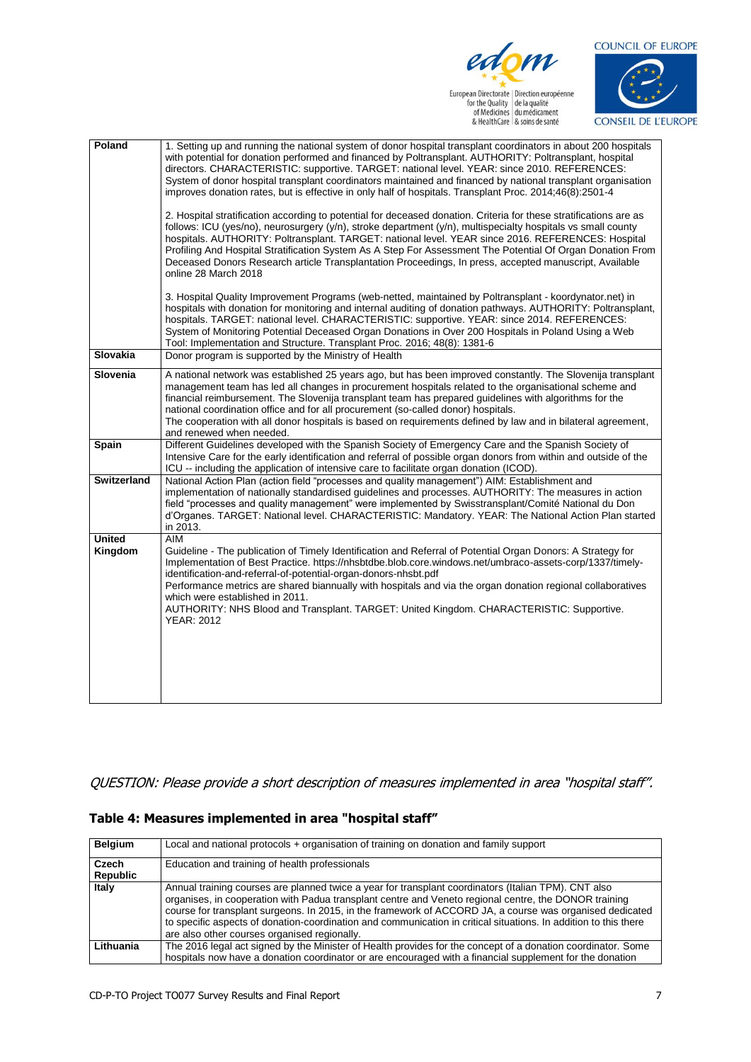| | |
|---|---|
| **Poland** | 1. Setting up and running the national system of donor hospital transplant coordinators in about 200 hospitals with potential for donation performed and financed by Poltransplant. AUTHORITY: Poltransplant, hospital directors. CHARACTERISTIC: supportive. TARGET: national level. YEAR: since 2010. REFERENCES: System of donor hospital transplant coordinators maintained and financed by national transplant organisation improves donation rates, but is effective in only half of hospitals. Transplant Proc. 2014;46(8):2501-4<br><br>2. Hospital stratification according to potential for deceased donation. Criteria for these stratifications are as follows: ICU (yes/no), neurosurgery (y/n), stroke department (y/n), multispecialty hospitals vs small county hospitals. AUTHORITY: Poltransplant. TARGET: national level. YEAR since 2016. REFERENCES: Hospital Profiling And Hospital Stratification System As A Step For Assessment The Potential Of Organ Donation From Deceased Donors Research article Transplantation Proceedings, In press, accepted manuscript, Available online 28 March 2018<br><br>3. Hospital Quality Improvement Programs (web-netted, maintained by Poltransplant - koordynator.net) in hospitals with donation for monitoring and internal auditing of donation pathways. AUTHORITY: Poltransplant, hospitals. TARGET: national level. CHARACTERISTIC: supportive. YEAR: since 2014. REFERENCES: System of Monitoring Potential Deceased Organ Donations in Over 200 Hospitals in Poland Using a Web Tool: Implementation and Structure. Transplant Proc. 2016; 48(8): 1381-6 |
| **Slovakia** | Donor program is supported by the Ministry of Health |
| **Slovenia** | A national network was established 25 years ago, but has been improved constantly. The Slovenija transplant management team has led all changes in procurement hospitals related to the organisational scheme and financial reimbursement. The Slovenija transplant team has prepared guidelines with algorithms for the national coordination office and for all procurement (so-called donor) hospitals.<br>The cooperation with all donor hospitals is based on requirements defined by law and in bilateral agreement, and renewed when needed. |
| **Spain** | Different Guidelines developed with the Spanish Society of Emergency Care and the Spanish Society of Intensive Care for the early identification and referral of possible organ donors from within and outside of the ICU -- including the application of intensive care to facilitate organ donation (ICOD). |
| **Switzerland** | National Action Plan (action field "processes and quality management") AIM: Establishment and implementation of nationally standardised guidelines and processes. AUTHORITY: The measures in action field "processes and quality management" were implemented by Swisstransplant/Comité National du Don d'Organes. TARGET: National level. CHARACTERISTIC: Mandatory. YEAR: The National Action Plan started in 2013. |
| **United Kingdom** | AIM<br>Guideline - The publication of Timely Identification and Referral of Potential Organ Donors: A Strategy for Implementation of Best Practice. https://nhsbtdbe.blob.core.windows.net/umbraco-assets-corp/1337/timely-identification-and-referral-of-potential-organ-donors-nhsbt.pdf<br>Performance metrics are shared biannually with hospitals and via the organ donation regional collaboratives which were established in 2011.<br>AUTHORITY: NHS Blood and Transplant. TARGET: United Kingdom. CHARACTERISTIC: Supportive. YEAR: 2012 |

*QUESTION: Please provide a short description of measures implemented in area "hospital staff".*

## Table 4: Measures implemented in area "hospital staff"

| | |
|---|---|
| **Belgium** | Local and national protocols + organisation of training on donation and family support |
| **Czech Republic** | Education and training of health professionals |
| **Italy** | Annual training courses are planned twice a year for transplant coordinators (Italian TPM). CNT also organises, in cooperation with Padua transplant centre and Veneto regional centre, the DONOR training course for transplant surgeons. In 2015, in the framework of ACCORD JA, a course was organised dedicated to specific aspects of donation-coordination and communication in critical situations. In addition to this there are also other courses organised regionally. |
| **Lithuania** | The 2016 legal act signed by the Minister of Health provides for the concept of a donation coordinator. Some hospitals now have a donation coordinator or are encouraged with a financial supplement for the donation |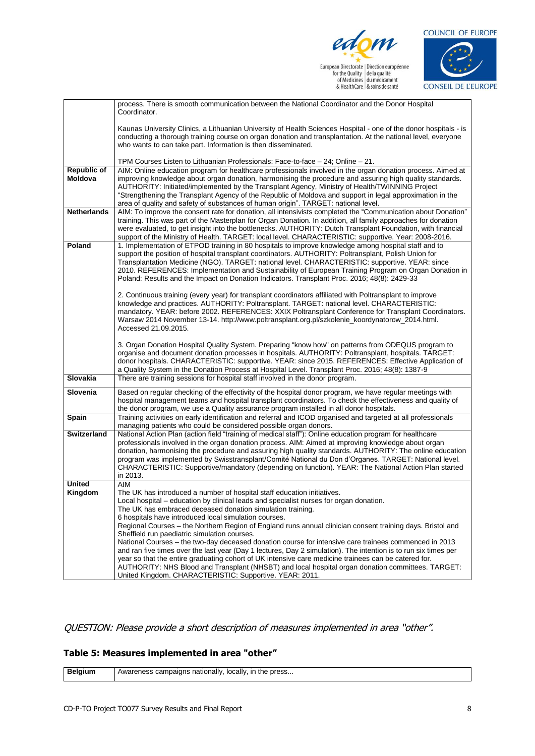| | |
|---|---|
| | process. There is smooth communication between the National Coordinator and the Donor Hospital Coordinator.<br><br>Kaunas University Clinics, a Lithuanian University of Health Sciences Hospital - one of the donor hospitals - is conducting a thorough training course on organ donation and transplantation. At the national level, everyone who wants to can take part. Information is then disseminated.<br><br>TPM Courses Listen to Lithuanian Professionals: Face-to-face – 24; Online – 21. |
| **Republic of Moldova** | AIM: Online education program for healthcare professionals involved in the organ donation process. Aimed at improving knowledge about organ donation, harmonising the procedure and assuring high quality standards. AUTHORITY: Initiated/implemented by the Transplant Agency, Ministry of Health/TWINNING Project "Strengthening the Transplant Agency of the Republic of Moldova and support in legal approximation in the area of quality and safety of substances of human origin". TARGET: national level. |
| **Netherlands** | AIM: To improve the consent rate for donation, all intensivists completed the "Communication about Donation" training. This was part of the Masterplan for Organ Donation. In addition, all family approaches for donation were evaluated, to get insight into the bottlenecks. AUTHORITY: Dutch Transplant Foundation, with financial support of the Ministry of Health. TARGET: local level. CHARACTERISTIC: supportive. Year: 2008-2016. |
| **Poland** | 1. Implementation of ETPOD training in 80 hospitals to improve knowledge among hospital staff and to support the position of hospital transplant coordinators. AUTHORITY: Poltransplant, Polish Union for Transplantation Medicine (NGO). TARGET: national level. CHARACTERISTIC: supportive. YEAR: since 2010. REFERENCES: Implementation and Sustainability of European Training Program on Organ Donation in Poland: Results and the Impact on Donation Indicators. Transplant Proc. 2016; 48(8): 2429-33<br><br>2. Continuous training (every year) for transplant coordinators affiliated with Poltransplant to improve knowledge and practices. AUTHORITY: Poltransplant. TARGET: national level. CHARACTERISTIC: mandatory. YEAR: before 2002. REFERENCES: XXIX Poltransplant Conference for Transplant Coordinators. Warsaw 2014 November 13-14. http://www.poltransplant.org.pl/szkolenie_koordynatorow_2014.html. Accessed 21.09.2015.<br><br>3. Organ Donation Hospital Quality System. Preparing "know how" on patterns from ODEQUS program to organise and document donation processes in hospitals. AUTHORITY: Poltransplant, hospitals. TARGET: donor hospitals. CHARACTERISTIC: supportive. YEAR: since 2015. REFERENCES: Effective Application of a Quality System in the Donation Process at Hospital Level. Transplant Proc. 2016; 48(8): 1387-9 |
| **Slovakia** | There are training sessions for hospital staff involved in the donor program. |
| **Slovenia** | Based on regular checking of the effectivity of the hospital donor program, we have regular meetings with hospital management teams and hospital transplant coordinators. To check the effectiveness and quality of the donor program, we use a Quality assurance program installed in all donor hospitals. |
| **Spain** | Training activities on early identification and referral and ICOD organised and targeted at all professionals managing patients who could be considered possible organ donors. |
| **Switzerland** | National Action Plan (action field "training of medical staff"): Online education program for healthcare professionals involved in the organ donation process. AIM: Aimed at improving knowledge about organ donation, harmonising the procedure and assuring high quality standards. AUTHORITY: The online education program was implemented by Swisstransplant/Comité National du Don d'Organes. TARGET: National level. CHARACTERISTIC: Supportive/mandatory (depending on function). YEAR: The National Action Plan started in 2013. |
| **United Kingdom** | AIM<br>The UK has introduced a number of hospital staff education initiatives.<br>Local hospital – education by clinical leads and specialist nurses for organ donation.<br>The UK has embraced deceased donation simulation training.<br>6 hospitals have introduced local simulation courses.<br>Regional Courses – the Northern Region of England runs annual clinician consent training days. Bristol and Sheffield run paediatric simulation courses.<br>National Courses – the two-day deceased donation course for intensive care trainees commenced in 2013 and ran five times over the last year (Day 1 lectures, Day 2 simulation). The intention is to run six times per year so that the entire graduating cohort of UK intensive care medicine trainees can be catered for.<br>AUTHORITY: NHS Blood and Transplant (NHSBT) and local hospital organ donation committees. TARGET: United Kingdom. CHARACTERISTIC: Supportive. YEAR: 2011. |

*QUESTION: Please provide a short description of measures implemented in area "other".*

## Table 5: Measures implemented in area "other"

| | |
|---|---|
| **Belgium** | Awareness campaigns nationally, locally, in the press... |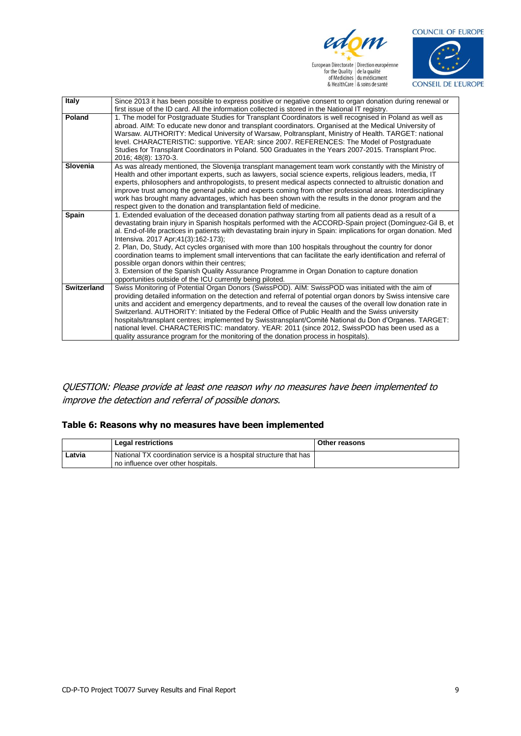| | |
|---|---|
| **Italy** | Since 2013 it has been possible to express positive or negative consent to organ donation during renewal or first issue of the ID card. All the information collected is stored in the National IT registry. |
| **Poland** | 1. The model for Postgraduate Studies for Transplant Coordinators is well recognised in Poland as well as abroad. AIM: To educate new donor and transplant coordinators. Organised at the Medical University of Warsaw. AUTHORITY: Medical University of Warsaw, Poltransplant, Ministry of Health. TARGET: national level. CHARACTERISTIC: supportive. YEAR: since 2007. REFERENCES: The Model of Postgraduate Studies for Transplant Coordinators in Poland. 500 Graduates in the Years 2007-2015. Transplant Proc. 2016; 48(8): 1370-3. |
| **Slovenia** | As was already mentioned, the Slovenija transplant management team work constantly with the Ministry of Health and other important experts, such as lawyers, social science experts, religious leaders, media, IT experts, philosophers and anthropologists, to present medical aspects connected to altruistic donation and improve trust among the general public and experts coming from other professional areas. Interdisciplinary work has brought many advantages, which has been shown with the results in the donor program and the respect given to the donation and transplantation field of medicine. |
| **Spain** | 1. Extended evaluation of the deceased donation pathway starting from all patients dead as a result of a devastating brain injury in Spanish hospitals performed with the ACCORD-Spain project (Domínguez-Gil B, et al. End-of-life practices in patients with devastating brain injury in Spain: implications for organ donation. Med Intensiva. 2017 Apr;41(3):162-173);<br>2. Plan, Do, Study, Act cycles organised with more than 100 hospitals throughout the country for donor coordination teams to implement small interventions that can facilitate the early identification and referral of possible organ donors within their centres;<br>3. Extension of the Spanish Quality Assurance Programme in Organ Donation to capture donation opportunities outside of the ICU currently being piloted. |
| **Switzerland** | Swiss Monitoring of Potential Organ Donors (SwissPOD). AIM: SwissPOD was initiated with the aim of providing detailed information on the detection and referral of potential organ donors by Swiss intensive care units and accident and emergency departments, and to reveal the causes of the overall low donation rate in Switzerland. AUTHORITY: Initiated by the Federal Office of Public Health and the Swiss university hospitals/transplant centres; implemented by Swisstransplant/Comité National du Don d'Organes. TARGET: national level. CHARACTERISTIC: mandatory. YEAR: 2011 (since 2012, SwissPOD has been used as a quality assurance program for the monitoring of the donation process in hospitals). |

*QUESTION: Please provide at least one reason why no measures have been implemented to improve the detection and referral of possible donors.*

### Table 6: Reasons why no measures have been implemented

| | Legal restrictions | Other reasons |
|---|---|---|
| **Latvia** | National TX coordination service is a hospital structure that has no influence over other hospitals. | |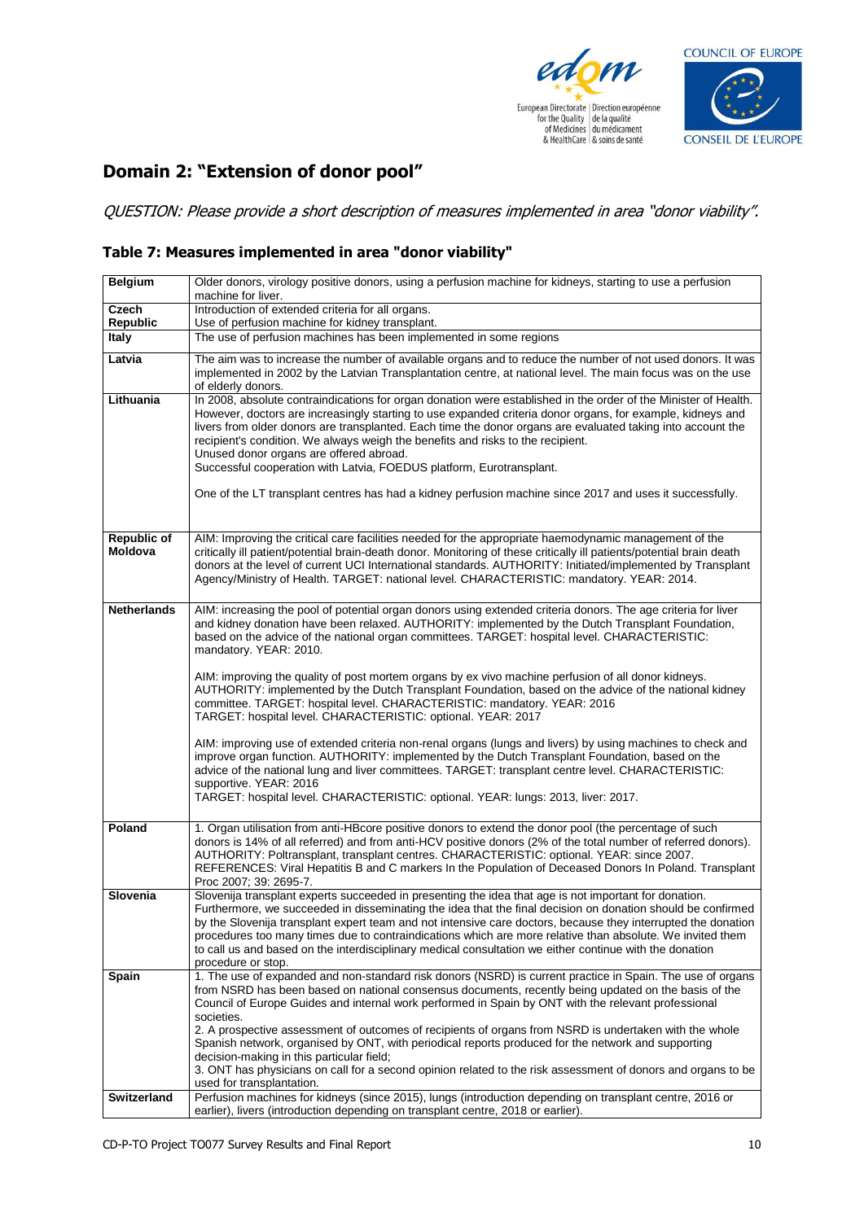## Domain 2: "Extension of donor pool"

*QUESTION: Please provide a short description of measures implemented in area "donor viability".*

### Table 7: Measures implemented in area "donor viability"

| | |
|---|---|
| **Belgium** | Older donors, virology positive donors, using a perfusion machine for kidneys, starting to use a perfusion machine for liver. |
| **Czech Republic** | Introduction of extended criteria for all organs.<br>Use of perfusion machine for kidney transplant. |
| **Italy** | The use of perfusion machines has been implemented in some regions |
| **Latvia** | The aim was to increase the number of available organs and to reduce the number of not used donors. It was implemented in 2002 by the Latvian Transplantation centre, at national level. The main focus was on the use of elderly donors. |
| **Lithuania** | In 2008, absolute contraindications for organ donation were established in the order of the Minister of Health. However, doctors are increasingly starting to use expanded criteria donor organs, for example, kidneys and livers from older donors are transplanted. Each time the donor organs are evaluated taking into account the recipient's condition. We always weigh the benefits and risks to the recipient.<br>Unused donor organs are offered abroad.<br>Successful cooperation with Latvia, FOEDUS platform, Eurotransplant.<br><br>One of the LT transplant centres has had a kidney perfusion machine since 2017 and uses it successfully. |
| **Republic of Moldova** | AIM: Improving the critical care facilities needed for the appropriate haemodynamic management of the critically ill patient/potential brain-death donor. Monitoring of these critically ill patients/potential brain death donors at the level of current UCI International standards. AUTHORITY: Initiated/implemented by Transplant Agency/Ministry of Health. TARGET: national level. CHARACTERISTIC: mandatory. YEAR: 2014. |
| **Netherlands** | AIM: increasing the pool of potential organ donors using extended criteria donors. The age criteria for liver and kidney donation have been relaxed. AUTHORITY: implemented by the Dutch Transplant Foundation, based on the advice of the national organ committees. TARGET: hospital level. CHARACTERISTIC: mandatory. YEAR: 2010.<br><br>AIM: improving the quality of post mortem organs by ex vivo machine perfusion of all donor kidneys. AUTHORITY: implemented by the Dutch Transplant Foundation, based on the advice of the national kidney committee. TARGET: hospital level. CHARACTERISTIC: mandatory. YEAR: 2016<br>TARGET: hospital level. CHARACTERISTIC: optional. YEAR: 2017<br><br>AIM: improving use of extended criteria non-renal organs (lungs and livers) by using machines to check and improve organ function. AUTHORITY: implemented by the Dutch Transplant Foundation, based on the advice of the national lung and liver committees. TARGET: transplant centre level. CHARACTERISTIC: supportive. YEAR: 2016<br>TARGET: hospital level. CHARACTERISTIC: optional. YEAR: lungs: 2013, liver: 2017. |
| **Poland** | 1. Organ utilisation from anti-HBcore positive donors to extend the donor pool (the percentage of such donors is 14% of all referred) and from anti-HCV positive donors (2% of the total number of referred donors). AUTHORITY: Poltransplant, transplant centres. CHARACTERISTIC: optional. YEAR: since 2007. REFERENCES: Viral Hepatitis B and C markers In the Population of Deceased Donors In Poland. Transplant Proc 2007; 39: 2695-7. |
| **Slovenia** | Slovenija transplant experts succeeded in presenting the idea that age is not important for donation. Furthermore, we succeeded in disseminating the idea that the final decision on donation should be confirmed by the Slovenija transplant expert team and not intensive care doctors, because they interrupted the donation procedures too many times due to contraindications which are more relative than absolute. We invited them to call us and based on the interdisciplinary medical consultation we either continue with the donation procedure or stop. |
| **Spain** | 1. The use of expanded and non-standard risk donors (NSRD) is current practice in Spain. The use of organs from NSRD has been based on national consensus documents, recently being updated on the basis of the Council of Europe Guides and internal work performed in Spain by ONT with the relevant professional societies.<br>2. A prospective assessment of outcomes of recipients of organs from NSRD is undertaken with the whole Spanish network, organised by ONT, with periodical reports produced for the network and supporting decision-making in this particular field;<br>3. ONT has physicians on call for a second opinion related to the risk assessment of donors and organs to be used for transplantation. |
| **Switzerland** | Perfusion machines for kidneys (since 2015), lungs (introduction depending on transplant centre, 2016 or earlier), livers (introduction depending on transplant centre, 2018 or earlier). |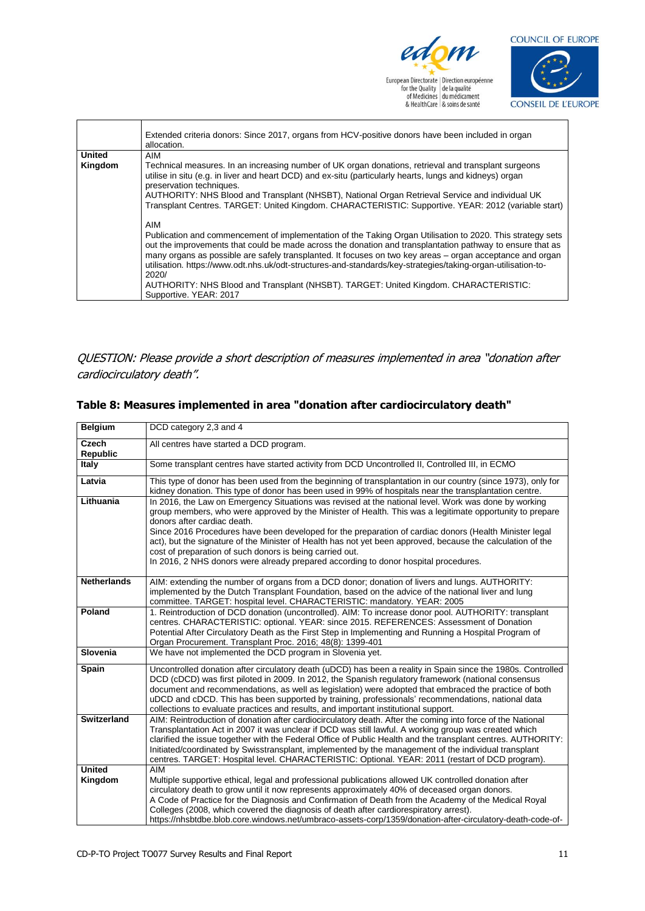| | |
|---|---|
| | Extended criteria donors: Since 2017, organs from HCV-positive donors have been included in organ allocation. |
| **United Kingdom** | AIM<br>Technical measures. In an increasing number of UK organ donations, retrieval and transplant surgeons utilise in situ (e.g. in liver and heart DCD) and ex-situ (particularly hearts, lungs and kidneys) organ preservation techniques.<br>AUTHORITY: NHS Blood and Transplant (NHSBT), National Organ Retrieval Service and individual UK Transplant Centres. TARGET: United Kingdom. CHARACTERISTIC: Supportive. YEAR: 2012 (variable start)<br><br>AIM<br>Publication and commencement of implementation of the Taking Organ Utilisation to 2020. This strategy sets out the improvements that could be made across the donation and transplantation pathway to ensure that as many organs as possible are safely transplanted. It focuses on two key areas – organ acceptance and organ utilisation. https://www.odt.nhs.uk/odt-structures-and-standards/key-strategies/taking-organ-utilisation-to-2020/<br>AUTHORITY: NHS Blood and Transplant (NHSBT). TARGET: United Kingdom. CHARACTERISTIC: Supportive. YEAR: 2017 |

*QUESTION: Please provide a short description of measures implemented in area "donation after cardiocirculatory death".*

### Table 8: Measures implemented in area "donation after cardiocirculatory death"

| | |
|---|---|
| **Belgium** | DCD category 2,3 and 4 |
| **Czech Republic** | All centres have started a DCD program. |
| **Italy** | Some transplant centres have started activity from DCD Uncontrolled II, Controlled III, in ECMO |
| **Latvia** | This type of donor has been used from the beginning of transplantation in our country (since 1973), only for kidney donation. This type of donor has been used in 99% of hospitals near the transplantation centre. |
| **Lithuania** | In 2016, the Law on Emergency Situations was revised at the national level. Work was done by working group members, who were approved by the Minister of Health. This was a legitimate opportunity to prepare donors after cardiac death.<br>Since 2016 Procedures have been developed for the preparation of cardiac donors (Health Minister legal act), but the signature of the Minister of Health has not yet been approved, because the calculation of the cost of preparation of such donors is being carried out.<br>In 2016, 2 NHS donors were already prepared according to donor hospital procedures. |
| **Netherlands** | AIM: extending the number of organs from a DCD donor; donation of livers and lungs. AUTHORITY: implemented by the Dutch Transplant Foundation, based on the advice of the national liver and lung committee. TARGET: hospital level. CHARACTERISTIC: mandatory. YEAR: 2005 |
| **Poland** | 1. Reintroduction of DCD donation (uncontrolled). AIM: To increase donor pool. AUTHORITY: transplant centres. CHARACTERISTIC: optional. YEAR: since 2015. REFERENCES: Assessment of Donation Potential After Circulatory Death as the First Step in Implementing and Running a Hospital Program of Organ Procurement. Transplant Proc. 2016; 48(8): 1399-401 |
| **Slovenia** | We have not implemented the DCD program in Slovenia yet. |
| **Spain** | Uncontrolled donation after circulatory death (uDCD) has been a reality in Spain since the 1980s. Controlled DCD (cDCD) was first piloted in 2009. In 2012, the Spanish regulatory framework (national consensus document and recommendations, as well as legislation) were adopted that embraced the practice of both uDCD and cDCD. This has been supported by training, professionals' recommendations, national data collections to evaluate practices and results, and important institutional support. |
| **Switzerland** | AIM: Reintroduction of donation after cardiocirculatory death. After the coming into force of the National Transplantation Act in 2007 it was unclear if DCD was still lawful. A working group was created which clarified the issue together with the Federal Office of Public Health and the transplant centres. AUTHORITY: Initiated/coordinated by Swisstransplant, implemented by the management of the individual transplant centres. TARGET: Hospital level. CHARACTERISTIC: Optional. YEAR: 2011 (restart of DCD program). |
| **United Kingdom** | AIM<br>Multiple supportive ethical, legal and professional publications allowed UK controlled donation after circulatory death to grow until it now represents approximately 40% of deceased organ donors.<br>A Code of Practice for the Diagnosis and Confirmation of Death from the Academy of the Medical Royal Colleges (2008, which covered the diagnosis of death after cardiorespiratory arrest).<br>https://nhsbtdbe.blob.core.windows.net/umbraco-assets-corp/1359/donation-after-circulatory-death-code-of- |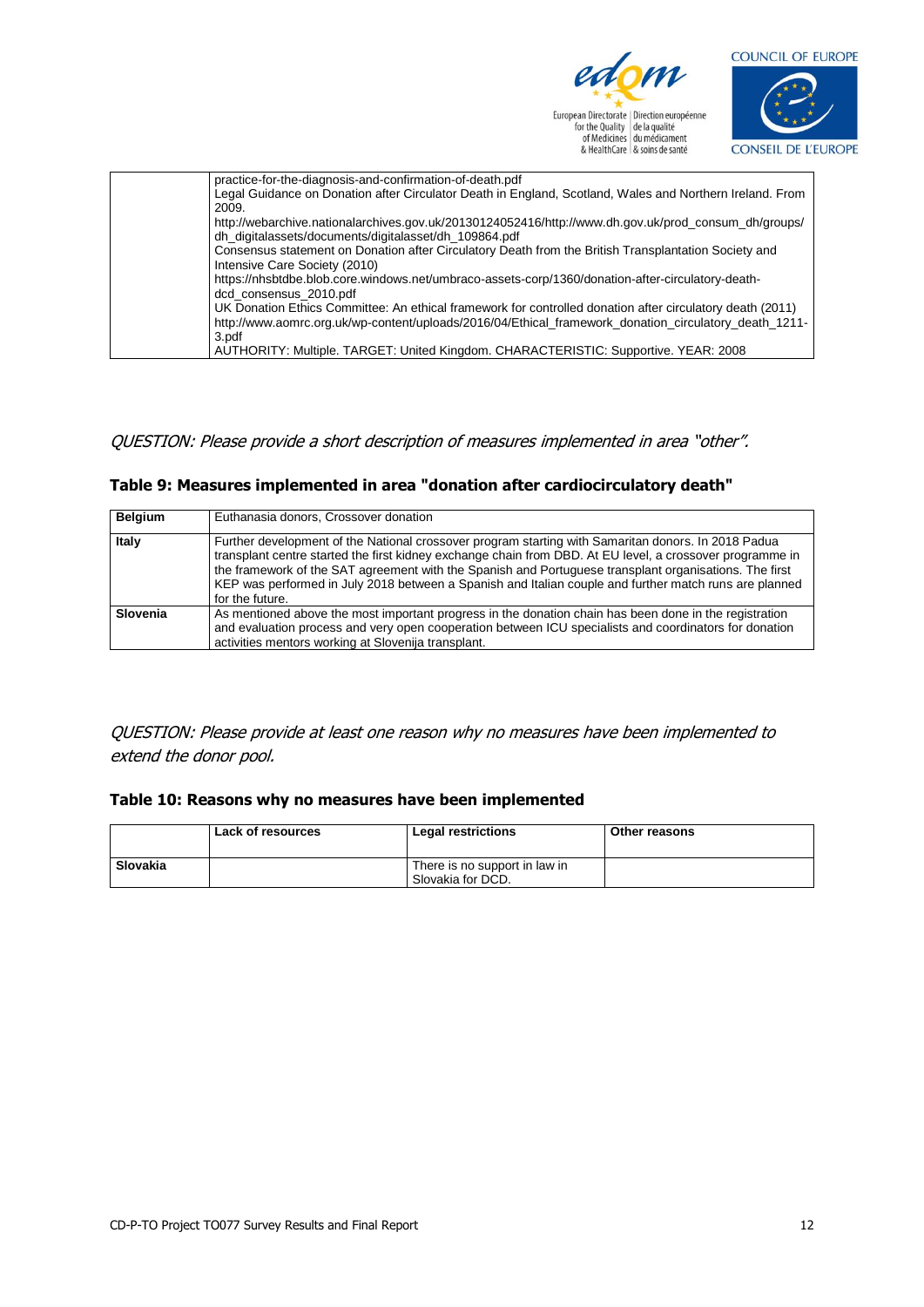| | practice-for-the-diagnosis-and-confirmation-of-death.pdf<br>Legal Guidance on Donation after Circulator Death in England, Scotland, Wales and Northern Ireland. From 2009.<br>http://webarchive.nationalarchives.gov.uk/20130124052416/http://www.dh.gov.uk/prod_consum_dh/groups/dh_digitalassets/documents/digitalasset/dh_109864.pdf<br>Consensus statement on Donation after Circulatory Death from the British Transplantation Society and Intensive Care Society (2010)<br>https://nhsbtdbe.blob.core.windows.net/umbraco-assets-corp/1360/donation-after-circulatory-death-dcd_consensus_2010.pdf<br>UK Donation Ethics Committee: An ethical framework for controlled donation after circulatory death (2011)<br>http://www.aomrc.org.uk/wp-content/uploads/2016/04/Ethical_framework_donation_circulatory_death_1211-3.pdf<br>AUTHORITY: Multiple. TARGET: United Kingdom. CHARACTERISTIC: Supportive. YEAR: 2008 |
|---|---|

*QUESTION: Please provide a short description of measures implemented in area "other".*

### Table 9: Measures implemented in area "donation after cardiocirculatory death"

| **Belgium** | Euthanasia donors, Crossover donation |
|---|---|
| **Italy** | Further development of the National crossover program starting with Samaritan donors. In 2018 Padua transplant centre started the first kidney exchange chain from DBD. At EU level, a crossover programme in the framework of the SAT agreement with the Spanish and Portuguese transplant organisations. The first KEP was performed in July 2018 between a Spanish and Italian couple and further match runs are planned for the future. |
| **Slovenia** | As mentioned above the most important progress in the donation chain has been done in the registration and evaluation process and very open cooperation between ICU specialists and coordinators for donation activities mentors working at Slovenija transplant. |

*QUESTION: Please provide at least one reason why no measures have been implemented to extend the donor pool.*

### Table 10: Reasons why no measures have been implemented

| | **Lack of resources** | **Legal restrictions** | **Other reasons** |
|---|---|---|---|
| **Slovakia** | | There is no support in law in Slovakia for DCD. | |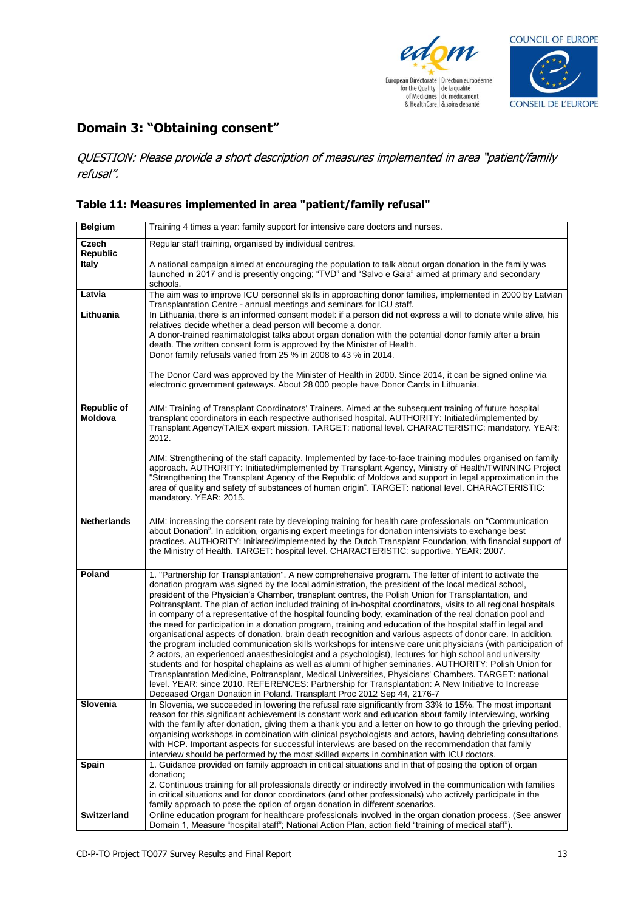## Domain 3: "Obtaining consent"

*QUESTION: Please provide a short description of measures implemented in area "patient/family refusal".*

### Table 11: Measures implemented in area "patient/family refusal"

| | |
|---|---|
| **Belgium** | Training 4 times a year: family support for intensive care doctors and nurses. |
| **Czech Republic** | Regular staff training, organised by individual centres. |
| **Italy** | A national campaign aimed at encouraging the population to talk about organ donation in the family was launched in 2017 and is presently ongoing; "TVD" and "Salvo e Gaia" aimed at primary and secondary schools. |
| **Latvia** | The aim was to improve ICU personnel skills in approaching donor families, implemented in 2000 by Latvian Transplantation Centre - annual meetings and seminars for ICU staff. |
| **Lithuania** | In Lithuania, there is an informed consent model: if a person did not express a will to donate while alive, his relatives decide whether a dead person will become a donor.<br>A donor-trained reanimatologist talks about organ donation with the potential donor family after a brain death. The written consent form is approved by the Minister of Health.<br>Donor family refusals varied from 25 % in 2008 to 43 % in 2014.<br><br>The Donor Card was approved by the Minister of Health in 2000. Since 2014, it can be signed online via electronic government gateways. About 28 000 people have Donor Cards in Lithuania. |
| **Republic of Moldova** | AIM: Training of Transplant Coordinators' Trainers. Aimed at the subsequent training of future hospital transplant coordinators in each respective authorised hospital. AUTHORITY: Initiated/implemented by Transplant Agency/TAIEX expert mission. TARGET: national level. CHARACTERISTIC: mandatory. YEAR: 2012.<br><br>AIM: Strengthening of the staff capacity. Implemented by face-to-face training modules organised on family approach. AUTHORITY: Initiated/implemented by Transplant Agency, Ministry of Health/TWINNING Project "Strengthening the Transplant Agency of the Republic of Moldova and support in legal approximation in the area of quality and safety of substances of human origin". TARGET: national level. CHARACTERISTIC: mandatory. YEAR: 2015. |
| **Netherlands** | AIM: increasing the consent rate by developing training for health care professionals on "Communication about Donation". In addition, organising expert meetings for donation intensivists to exchange best practices. AUTHORITY: Initiated/implemented by the Dutch Transplant Foundation, with financial support of the Ministry of Health. TARGET: hospital level. CHARACTERISTIC: supportive. YEAR: 2007. |
| **Poland** | 1. "Partnership for Transplantation". A new comprehensive program. The letter of intent to activate the donation program was signed by the local administration, the president of the local medical school, president of the Physician's Chamber, transplant centres, the Polish Union for Transplantation, and Poltransplant. The plan of action included training of in-hospital coordinators, visits to all regional hospitals in company of a representative of the hospital founding body, examination of the real donation pool and the need for participation in a donation program, training and education of the hospital staff in legal and organisational aspects of donation, brain death recognition and various aspects of donor care. In addition, the program included communication skills workshops for intensive care unit physicians (with participation of 2 actors, an experienced anaesthesiologist and a psychologist), lectures for high school and university students and for hospital chaplains as well as alumni of higher seminaries. AUTHORITY: Polish Union for Transplantation Medicine, Poltransplant, Medical Universities, Physicians' Chambers. TARGET: national level. YEAR: since 2010. REFERENCES: Partnership for Transplantation: A New Initiative to Increase Deceased Organ Donation in Poland. Transplant Proc 2012 Sep 44, 2176-7 |
| **Slovenia** | In Slovenia, we succeeded in lowering the refusal rate significantly from 33% to 15%. The most important reason for this significant achievement is constant work and education about family interviewing, working with the family after donation, giving them a thank you and a letter on how to go through the grieving period, organising workshops in combination with clinical psychologists and actors, having debriefing consultations with HCP. Important aspects for successful interviews are based on the recommendation that family interview should be performed by the most skilled experts in combination with ICU doctors. |
| **Spain** | 1. Guidance provided on family approach in critical situations and in that of posing the option of organ donation;<br>2. Continuous training for all professionals directly or indirectly involved in the communication with families in critical situations and for donor coordinators (and other professionals) who actively participate in the family approach to pose the option of organ donation in different scenarios. |
| **Switzerland** | Online education program for healthcare professionals involved in the organ donation process. (See answer Domain 1, Measure "hospital staff"; National Action Plan, action field "training of medical staff"). |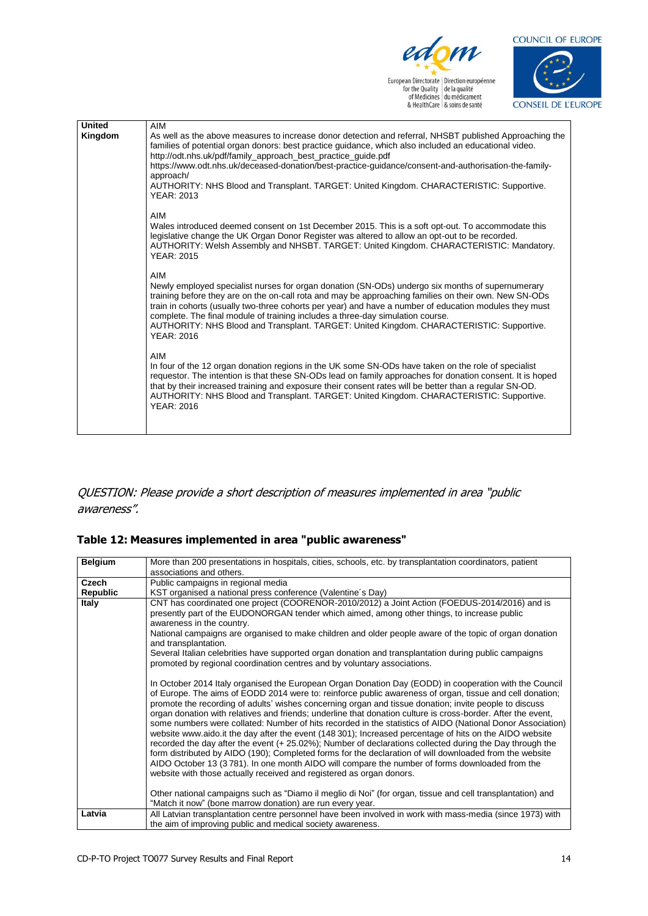| United Kingdom | AIM<br>As well as the above measures to increase donor detection and referral, NHSBT published Approaching the families of potential organ donors: best practice guidance, which also included an educational video.<br>http://odt.nhs.uk/pdf/family_approach_best_practice_guide.pdf<br>https://www.odt.nhs.uk/deceased-donation/best-practice-guidance/consent-and-authorisation-the-family-approach/<br>AUTHORITY: NHS Blood and Transplant. TARGET: United Kingdom. CHARACTERISTIC: Supportive. YEAR: 2013<br><br>AIM<br>Wales introduced deemed consent on 1st December 2015. This is a soft opt-out. To accommodate this legislative change the UK Organ Donor Register was altered to allow an opt-out to be recorded.<br>AUTHORITY: Welsh Assembly and NHSBT. TARGET: United Kingdom. CHARACTERISTIC: Mandatory. YEAR: 2015<br><br>AIM<br>Newly employed specialist nurses for organ donation (SN-ODs) undergo six months of supernumerary training before they are on the on-call rota and may be approaching families on their own. New SN-ODs train in cohorts (usually two-three cohorts per year) and have a number of education modules they must complete. The final module of training includes a three-day simulation course.<br>AUTHORITY: NHS Blood and Transplant. TARGET: United Kingdom. CHARACTERISTIC: Supportive. YEAR: 2016<br><br>AIM<br>In four of the 12 organ donation regions in the UK some SN-ODs have taken on the role of specialist requestor. The intention is that these SN-ODs lead on family approaches for donation consent. It is hoped that by their increased training and exposure their consent rates will be better than a regular SN-OD.<br>AUTHORITY: NHS Blood and Transplant. TARGET: United Kingdom. CHARACTERISTIC: Supportive. YEAR: 2016 |
|---|---|

*QUESTION: Please provide a short description of measures implemented in area "public awareness".*

### Table 12: Measures implemented in area "public awareness"

| Belgium | More than 200 presentations in hospitals, cities, schools, etc. by transplantation coordinators, patient associations and others. |
|---|---|
| Czech Republic | Public campaigns in regional media<br>KST organised a national press conference (Valentine´s Day) |
| Italy | CNT has coordinated one project (COORENOR-2010/2012) a Joint Action (FOEDUS-2014/2016) and is presently part of the EUDONORGAN tender which aimed, among other things, to increase public awareness in the country.<br>National campaigns are organised to make children and older people aware of the topic of organ donation and transplantation.<br>Several Italian celebrities have supported organ donation and transplantation during public campaigns promoted by regional coordination centres and by voluntary associations.<br><br>In October 2014 Italy organised the European Organ Donation Day (EODD) in cooperation with the Council of Europe. The aims of EODD 2014 were to: reinforce public awareness of organ, tissue and cell donation; promote the recording of adults' wishes concerning organ and tissue donation; invite people to discuss organ donation with relatives and friends; underline that donation culture is cross-border. After the event, some numbers were collated: Number of hits recorded in the statistics of AIDO (National Donor Association) website www.aido.it the day after the event (148 301); Increased percentage of hits on the AIDO website recorded the day after the event (+ 25.02%); Number of declarations collected during the Day through the form distributed by AIDO (190); Completed forms for the declaration of will downloaded from the website AIDO October 13 (3 781). In one month AIDO will compare the number of forms downloaded from the website with those actually received and registered as organ donors.<br><br>Other national campaigns such as "Diamo il meglio di Noi" (for organ, tissue and cell transplantation) and "Match it now" (bone marrow donation) are run every year. |
| Latvia | All Latvian transplantation centre personnel have been involved in work with mass-media (since 1973) with the aim of improving public and medical society awareness. |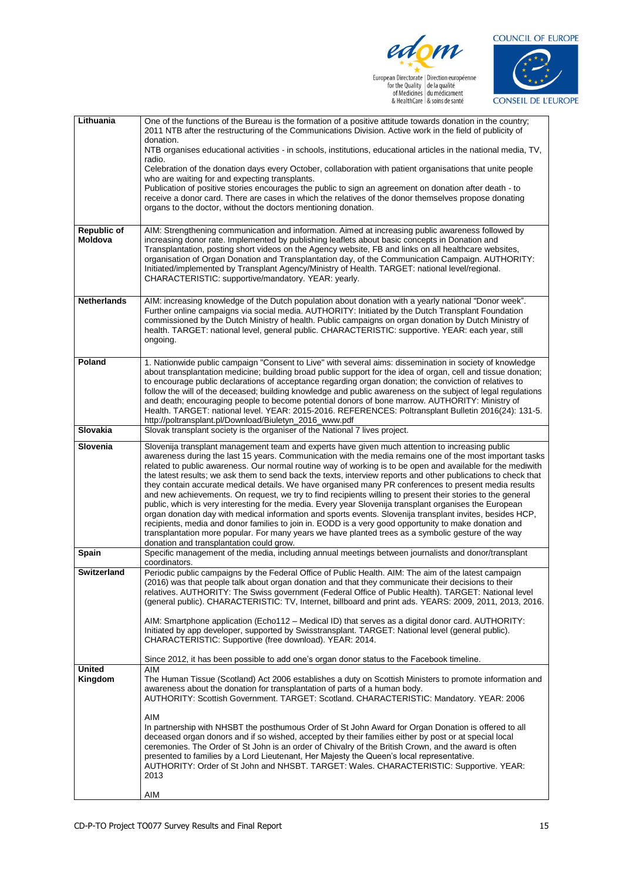| | |
|---|---|
| **Lithuania** | One of the functions of the Bureau is the formation of a positive attitude towards donation in the country; 2011 NTB after the restructuring of the Communications Division. Active work in the field of publicity of donation.<br>NTB organises educational activities - in schools, institutions, educational articles in the national media, TV, radio.<br>Celebration of the donation days every October, collaboration with patient organisations that unite people who are waiting for and expecting transplants.<br>Publication of positive stories encourages the public to sign an agreement on donation after death - to receive a donor card. There are cases in which the relatives of the donor themselves propose donating organs to the doctor, without the doctors mentioning donation. |
| **Republic of Moldova** | AIM: Strengthening communication and information. Aimed at increasing public awareness followed by increasing donor rate. Implemented by publishing leaflets about basic concepts in Donation and Transplantation, posting short videos on the Agency website, FB and links on all healthcare websites, organisation of Organ Donation and Transplantation day, of the Communication Campaign. AUTHORITY: Initiated/implemented by Transplant Agency/Ministry of Health. TARGET: national level/regional. CHARACTERISTIC: supportive/mandatory. YEAR: yearly. |
| **Netherlands** | AIM: increasing knowledge of the Dutch population about donation with a yearly national "Donor week". Further online campaigns via social media. AUTHORITY: Initiated by the Dutch Transplant Foundation commissioned by the Dutch Ministry of health. Public campaigns on organ donation by Dutch Ministry of health. TARGET: national level, general public. CHARACTERISTIC: supportive. YEAR: each year, still ongoing. |
| **Poland** | 1. Nationwide public campaign "Consent to Live" with several aims: dissemination in society of knowledge about transplantation medicine; building broad public support for the idea of organ, cell and tissue donation; to encourage public declarations of acceptance regarding organ donation; the conviction of relatives to follow the will of the deceased; building knowledge and public awareness on the subject of legal regulations and death; encouraging people to become potential donors of bone marrow. AUTHORITY: Ministry of Health. TARGET: national level. YEAR: 2015-2016. REFERENCES: Poltransplant Bulletin 2016(24): 131-5. http://poltransplant.pl/Download/Biuletyn_2016_www.pdf |
| **Slovakia** | Slovak transplant society is the organiser of the National 7 lives project. |
| **Slovenia** | Slovenija transplant management team and experts have given much attention to increasing public awareness during the last 15 years. Communication with the media remains one of the most important tasks related to public awareness. Our normal routine way of working is to be open and available for the mediwith the latest results; we ask them to send back the texts, interview reports and other publications to check that they contain accurate medical details. We have organised many PR conferences to present media results and new achievements. On request, we try to find recipients willing to present their stories to the general public, which is very interesting for the media. Every year Slovenija transplant organises the European organ donation day with medical information and sports events. Slovenija transplant invites, besides HCP, recipients, media and donor families to join in. EODD is a very good opportunity to make donation and transplantation more popular. For many years we have planted trees as a symbolic gesture of the way donation and transplantation could grow. |
| **Spain** | Specific management of the media, including annual meetings between journalists and donor/transplant coordinators. |
| **Switzerland** | Periodic public campaigns by the Federal Office of Public Health. AIM: The aim of the latest campaign (2016) was that people talk about organ donation and that they communicate their decisions to their relatives. AUTHORITY: The Swiss government (Federal Office of Public Health). TARGET: National level (general public). CHARACTERISTIC: TV, Internet, billboard and print ads. YEARS: 2009, 2011, 2013, 2016.<br><br>AIM: Smartphone application (Echo112 – Medical ID) that serves as a digital donor card. AUTHORITY: Initiated by app developer, supported by Swisstransplant. TARGET: National level (general public). CHARACTERISTIC: Supportive (free download). YEAR: 2014.<br><br>Since 2012, it has been possible to add one's organ donor status to the Facebook timeline. |
| **United Kingdom** | AIM<br>The Human Tissue (Scotland) Act 2006 establishes a duty on Scottish Ministers to promote information and awareness about the donation for transplantation of parts of a human body.<br>AUTHORITY: Scottish Government. TARGET: Scotland. CHARACTERISTIC: Mandatory. YEAR: 2006<br><br>AIM<br>In partnership with NHSBT the posthumous Order of St John Award for Organ Donation is offered to all deceased organ donors and if so wished, accepted by their families either by post or at special local ceremonies. The Order of St John is an order of Chivalry of the British Crown, and the award is often presented to families by a Lord Lieutenant, Her Majesty the Queen's local representative.<br>AUTHORITY: Order of St John and NHSBT. TARGET: Wales. CHARACTERISTIC: Supportive. YEAR: 2013<br><br>AIM |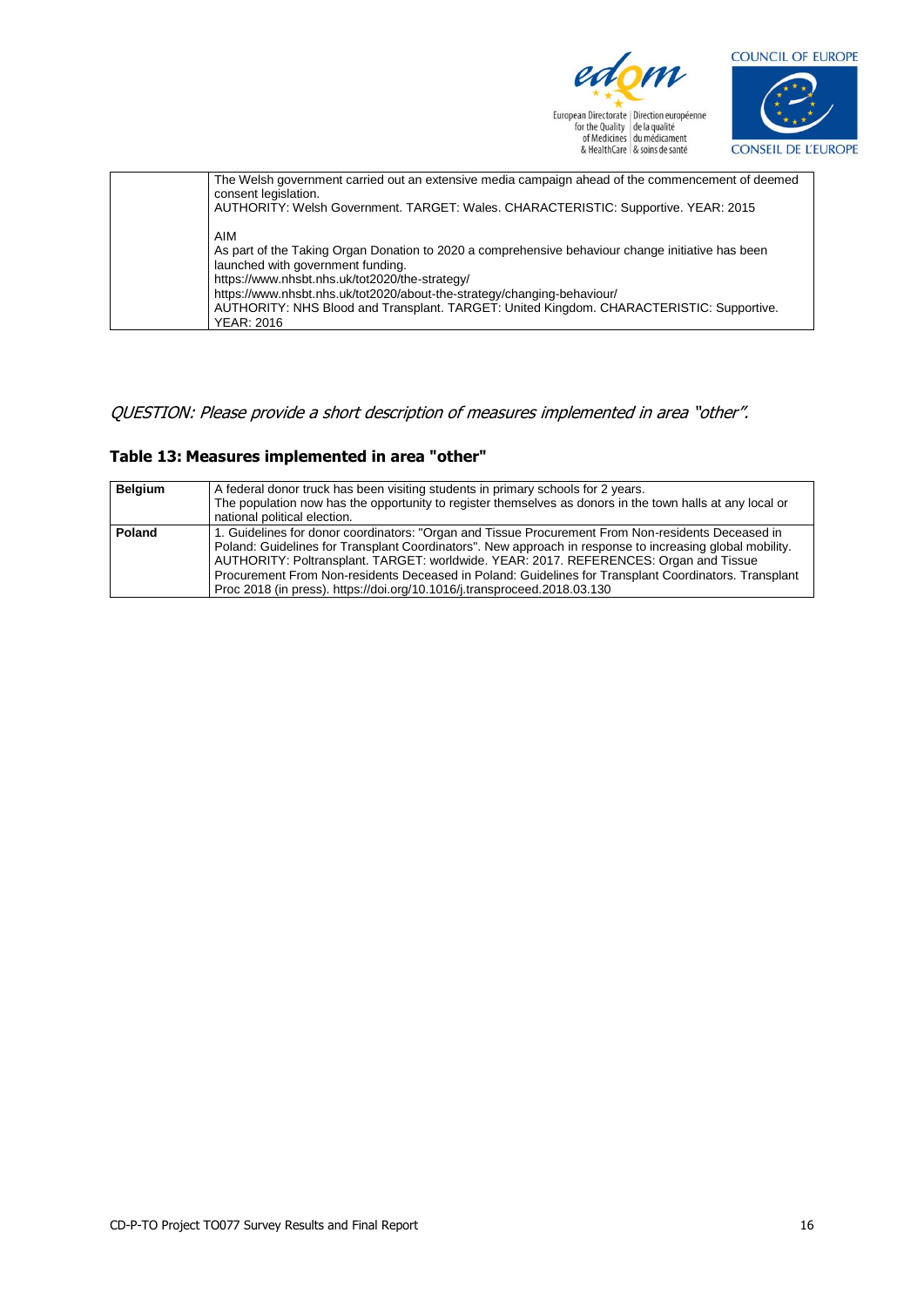|  | The Welsh government carried out an extensive media campaign ahead of the commencement of deemed consent legislation.<br>AUTHORITY: Welsh Government. TARGET: Wales. CHARACTERISTIC: Supportive. YEAR: 2015<br><br>AIM<br>As part of the Taking Organ Donation to 2020 a comprehensive behaviour change initiative has been launched with government funding.<br>https://www.nhsbt.nhs.uk/tot2020/the-strategy/<br>https://www.nhsbt.nhs.uk/tot2020/about-the-strategy/changing-behaviour/<br>AUTHORITY: NHS Blood and Transplant. TARGET: United Kingdom. CHARACTERISTIC: Supportive. YEAR: 2016 |
|---|---|

*QUESTION: Please provide a short description of measures implemented in area "other".*

## Table 13: Measures implemented in area "other"

| **Belgium** | A federal donor truck has been visiting students in primary schools for 2 years.<br>The population now has the opportunity to register themselves as donors in the town halls at any local or national political election. |
|---|---|
| **Poland** | 1. Guidelines for donor coordinators: "Organ and Tissue Procurement From Non-residents Deceased in Poland: Guidelines for Transplant Coordinators". New approach in response to increasing global mobility. AUTHORITY: Poltransplant. TARGET: worldwide. YEAR: 2017. REFERENCES: Organ and Tissue Procurement From Non-residents Deceased in Poland: Guidelines for Transplant Coordinators. Transplant Proc 2018 (in press). https://doi.org/10.1016/j.transproceed.2018.03.130 |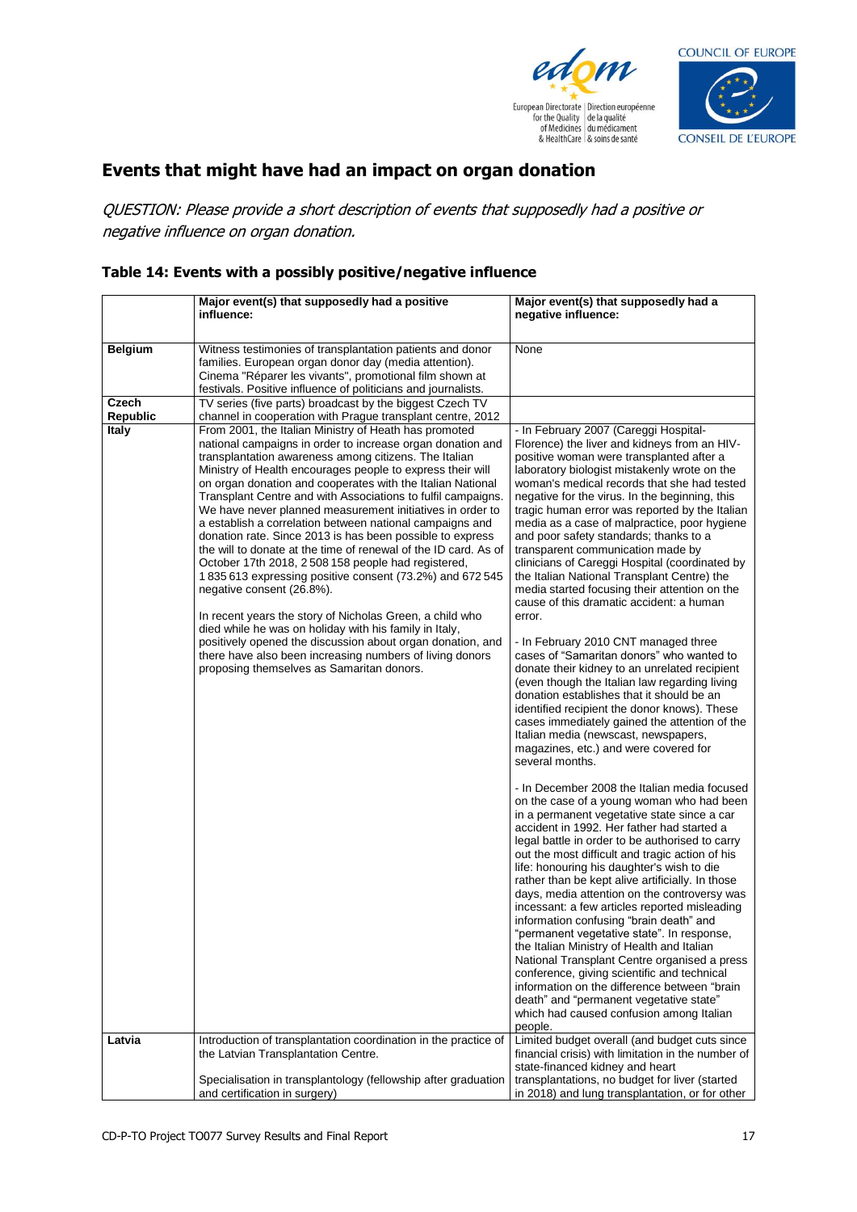## Events that might have had an impact on organ donation

*QUESTION: Please provide a short description of events that supposedly had a positive or negative influence on organ donation.*

### Table 14: Events with a possibly positive/negative influence

| | Major event(s) that supposedly had a positive influence: | Major event(s) that supposedly had a negative influence: |
|---|---|---|
| **Belgium** | Witness testimonies of transplantation patients and donor families. European organ donor day (media attention). Cinema "Réparer les vivants", promotional film shown at festivals. Positive influence of politicians and journalists. | None |
| **Czech Republic** | TV series (five parts) broadcast by the biggest Czech TV channel in cooperation with Prague transplant centre, 2012 | |
| **Italy** | From 2001, the Italian Ministry of Heath has promoted national campaigns in order to increase organ donation and transplantation awareness among citizens. The Italian Ministry of Health encourages people to express their will on organ donation and cooperates with the Italian National Transplant Centre and with Associations to fulfil campaigns. We have never planned measurement initiatives in order to a establish a correlation between national campaigns and donation rate. Since 2013 is has been possible to express the will to donate at the time of renewal of the ID card. As of October 17th 2018, 2 508 158 people had registered, 1 835 613 expressing positive consent (73.2%) and 672 545 negative consent (26.8%).<br><br>In recent years the story of Nicholas Green, a child who died while he was on holiday with his family in Italy, positively opened the discussion about organ donation, and there have also been increasing numbers of living donors proposing themselves as Samaritan donors. | - In February 2007 (Careggi Hospital-Florence) the liver and kidneys from an HIV-positive woman were transplanted after a laboratory biologist mistakenly wrote on the woman's medical records that she had tested negative for the virus. In the beginning, this tragic human error was reported by the Italian media as a case of malpractice, poor hygiene and poor safety standards; thanks to a transparent communication made by clinicians of Careggi Hospital (coordinated by the Italian National Transplant Centre) the media started focusing their attention on the cause of this dramatic accident: a human error.<br><br>- In February 2010 CNT managed three cases of "Samaritan donors" who wanted to donate their kidney to an unrelated recipient (even though the Italian law regarding living donation establishes that it should be an identified recipient the donor knows). These cases immediately gained the attention of the Italian media (newscast, newspapers, magazines, etc.) and were covered for several months.<br><br>- In December 2008 the Italian media focused on the case of a young woman who had been in a permanent vegetative state since a car accident in 1992. Her father had started a legal battle in order to be authorised to carry out the most difficult and tragic action of his life: honouring his daughter's wish to die rather than be kept alive artificially. In those days, media attention on the controversy was incessant: a few articles reported misleading information confusing "brain death" and "permanent vegetative state". In response, the Italian Ministry of Health and Italian National Transplant Centre organised a press conference, giving scientific and technical information on the difference between "brain death" and "permanent vegetative state" which had caused confusion among Italian people. |
| **Latvia** | Introduction of transplantation coordination in the practice of the Latvian Transplantation Centre.<br><br>Specialisation in transplantology (fellowship after graduation and certification in surgery) | Limited budget overall (and budget cuts since financial crisis) with limitation in the number of state-financed kidney and heart transplantations, no budget for liver (started in 2018) and lung transplantation, or for other |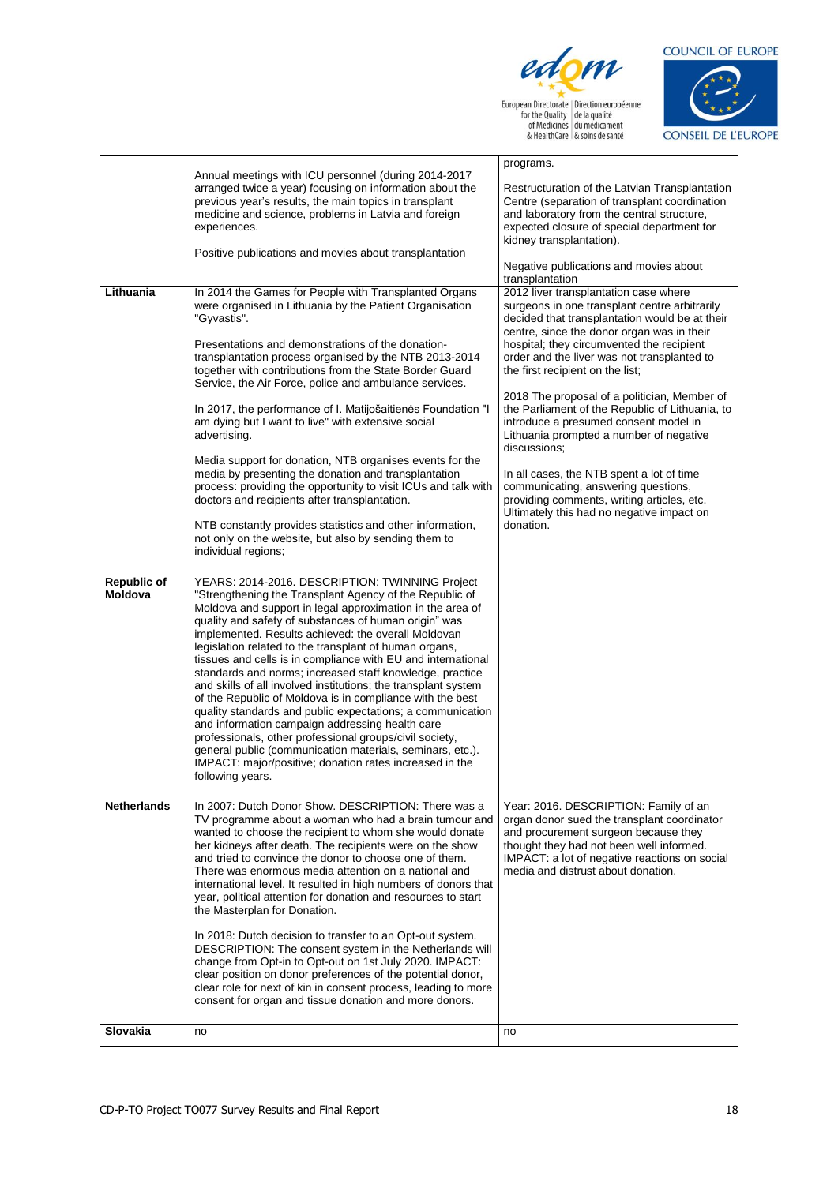| | | |
|---|---|---|
| | Annual meetings with ICU personnel (during 2014-2017 arranged twice a year) focusing on information about the previous year's results, the main topics in transplant medicine and science, problems in Latvia and foreign experiences.<br><br>Positive publications and movies about transplantation | programs.<br><br>Restructuration of the Latvian Transplantation Centre (separation of transplant coordination and laboratory from the central structure, expected closure of special department for kidney transplantation).<br><br>Negative publications and movies about transplantation |
| **Lithuania** | In 2014 the Games for People with Transplanted Organs were organised in Lithuania by the Patient Organisation "Gyvastis".<br><br>Presentations and demonstrations of the donation-transplantation process organised by the NTB 2013-2014 together with contributions from the State Border Guard Service, the Air Force, police and ambulance services.<br><br>In 2017, the performance of I. Matijošaitienės Foundation "I am dying but I want to live" with extensive social advertising.<br><br>Media support for donation, NTB organises events for the media by presenting the donation and transplantation process: providing the opportunity to visit ICUs and talk with doctors and recipients after transplantation.<br><br>NTB constantly provides statistics and other information, not only on the website, but also by sending them to individual regions; | 2012 liver transplantation case where surgeons in one transplant centre arbitrarily decided that transplantation would be at their centre, since the donor organ was in their hospital; they circumvented the recipient order and the liver was not transplanted to the first recipient on the list;<br><br>2018 The proposal of a politician, Member of the Parliament of the Republic of Lithuania, to introduce a presumed consent model in Lithuania prompted a number of negative discussions;<br><br>In all cases, the NTB spent a lot of time communicating, answering questions, providing comments, writing articles, etc. Ultimately this had no negative impact on donation. |
| **Republic of Moldova** | YEARS: 2014-2016. DESCRIPTION: TWINNING Project "Strengthening the Transplant Agency of the Republic of Moldova and support in legal approximation in the area of quality and safety of substances of human origin" was implemented. Results achieved: the overall Moldovan legislation related to the transplant of human organs, tissues and cells is in compliance with EU and international standards and norms; increased staff knowledge, practice and skills of all involved institutions; the transplant system of the Republic of Moldova is in compliance with the best quality standards and public expectations; a communication and information campaign addressing health care professionals, other professional groups/civil society, general public (communication materials, seminars, etc.). IMPACT: major/positive; donation rates increased in the following years. | |
| **Netherlands** | In 2007: Dutch Donor Show. DESCRIPTION: There was a TV programme about a woman who had a brain tumour and wanted to choose the recipient to whom she would donate her kidneys after death. The recipients were on the show and tried to convince the donor to choose one of them. There was enormous media attention on a national and international level. It resulted in high numbers of donors that year, political attention for donation and resources to start the Masterplan for Donation.<br><br>In 2018: Dutch decision to transfer to an Opt-out system. DESCRIPTION: The consent system in the Netherlands will change from Opt-in to Opt-out on 1st July 2020. IMPACT: clear position on donor preferences of the potential donor, clear role for next of kin in consent process, leading to more consent for organ and tissue donation and more donors. | Year: 2016. DESCRIPTION: Family of an organ donor sued the transplant coordinator and procurement surgeon because they thought they had not been well informed. IMPACT: a lot of negative reactions on social media and distrust about donation. |
| **Slovakia** | no | no |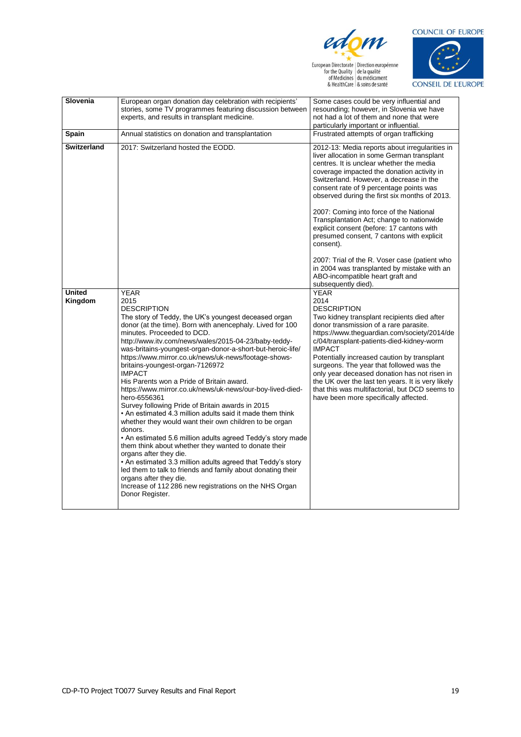| | | |
|---|---|---|
| **Slovenia** | European organ donation day celebration with recipients' stories, some TV programmes featuring discussion between experts, and results in transplant medicine. | Some cases could be very influential and resounding; however, in Slovenia we have not had a lot of them and none that were particularly important or influential. |
| **Spain** | Annual statistics on donation and transplantation | Frustrated attempts of organ trafficking |
| **Switzerland** | 2017: Switzerland hosted the EODD. | 2012-13: Media reports about irregularities in liver allocation in some German transplant centres. It is unclear whether the media coverage impacted the donation activity in Switzerland. However, a decrease in the consent rate of 9 percentage points was observed during the first six months of 2013.<br><br>2007: Coming into force of the National Transplantation Act; change to nationwide explicit consent (before: 17 cantons with presumed consent, 7 cantons with explicit consent).<br><br>2007: Trial of the R. Voser case (patient who in 2004 was transplanted by mistake with an ABO-incompatible heart graft and subsequently died). |
| **United Kingdom** | YEAR<br>2015<br>DESCRIPTION<br>The story of Teddy, the UK's youngest deceased organ donor (at the time). Born with anencephaly. Lived for 100 minutes. Proceeded to DCD.<br>http://www.itv.com/news/wales/2015-04-23/baby-teddy-was-britains-youngest-organ-donor-a-short-but-heroic-life/<br>https://www.mirror.co.uk/news/uk-news/footage-shows-britains-youngest-organ-7126972<br>IMPACT<br>His Parents won a Pride of Britain award.<br>https://www.mirror.co.uk/news/uk-news/our-boy-lived-died-hero-6556361<br>Survey following Pride of Britain awards in 2015<br>• An estimated 4.3 million adults said it made them think whether they would want their own children to be organ donors.<br>• An estimated 5.6 million adults agreed Teddy's story made them think about whether they wanted to donate their organs after they die.<br>• An estimated 3.3 million adults agreed that Teddy's story led them to talk to friends and family about donating their organs after they die.<br>Increase of 112 286 new registrations on the NHS Organ Donor Register. | YEAR<br>2014<br>DESCRIPTION<br>Two kidney transplant recipients died after donor transmission of a rare parasite.<br>https://www.theguardian.com/society/2014/dec/04/transplant-patients-died-kidney-worm<br>IMPACT<br>Potentially increased caution by transplant surgeons. The year that followed was the only year deceased donation has not risen in the UK over the last ten years. It is very likely that this was multifactorial, but DCD seems to have been more specifically affected. |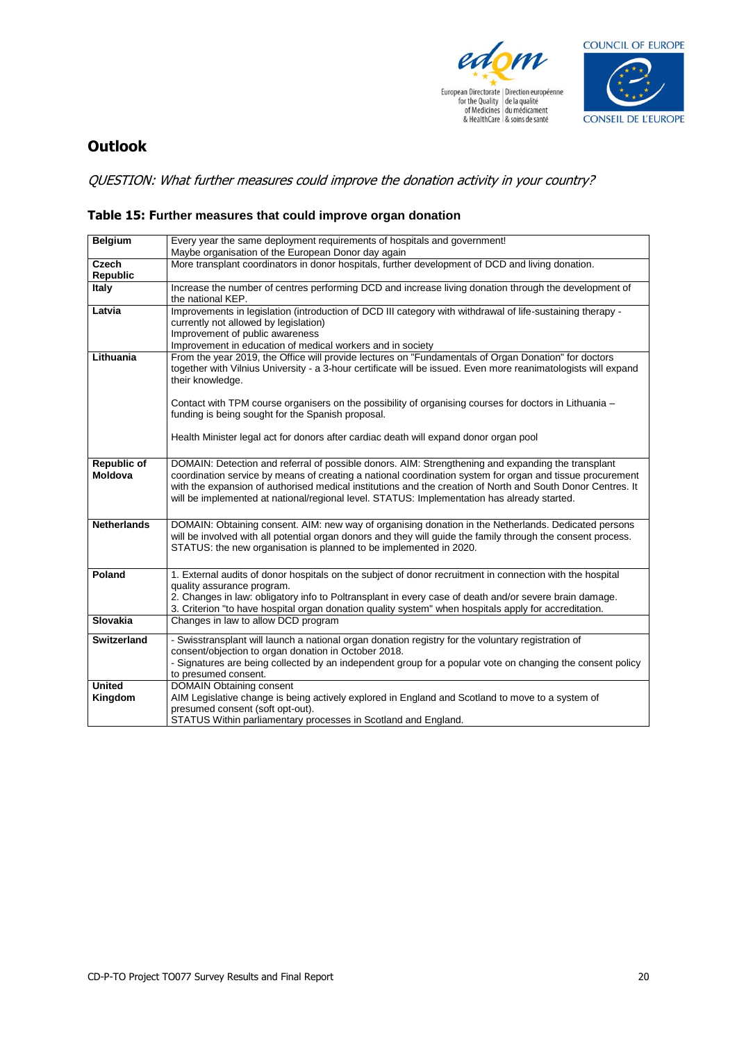## Outlook

*QUESTION: What further measures could improve the donation activity in your country?*

**Table 15: Further measures that could improve organ donation**

| | |
|---|---|
| **Belgium** | Every year the same deployment requirements of hospitals and government!<br>Maybe organisation of the European Donor day again |
| **Czech Republic** | More transplant coordinators in donor hospitals, further development of DCD and living donation. |
| **Italy** | Increase the number of centres performing DCD and increase living donation through the development of the national KEP. |
| **Latvia** | Improvements in legislation (introduction of DCD III category with withdrawal of life-sustaining therapy - currently not allowed by legislation)<br>Improvement of public awareness<br>Improvement in education of medical workers and in society |
| **Lithuania** | From the year 2019, the Office will provide lectures on "Fundamentals of Organ Donation" for doctors together with Vilnius University - a 3-hour certificate will be issued. Even more reanimatologists will expand their knowledge.<br><br>Contact with TPM course organisers on the possibility of organising courses for doctors in Lithuania – funding is being sought for the Spanish proposal.<br><br>Health Minister legal act for donors after cardiac death will expand donor organ pool |
| **Republic of Moldova** | DOMAIN: Detection and referral of possible donors. AIM: Strengthening and expanding the transplant coordination service by means of creating a national coordination system for organ and tissue procurement with the expansion of authorised medical institutions and the creation of North and South Donor Centres. It will be implemented at national/regional level. STATUS: Implementation has already started. |
| **Netherlands** | DOMAIN: Obtaining consent. AIM: new way of organising donation in the Netherlands. Dedicated persons will be involved with all potential organ donors and they will guide the family through the consent process. STATUS: the new organisation is planned to be implemented in 2020. |
| **Poland** | 1. External audits of donor hospitals on the subject of donor recruitment in connection with the hospital quality assurance program.<br>2. Changes in law: obligatory info to Poltransplant in every case of death and/or severe brain damage.<br>3. Criterion "to have hospital organ donation quality system" when hospitals apply for accreditation. |
| **Slovakia** | Changes in law to allow DCD program |
| **Switzerland** | - Swisstransplant will launch a national organ donation registry for the voluntary registration of consent/objection to organ donation in October 2018.<br>- Signatures are being collected by an independent group for a popular vote on changing the consent policy to presumed consent. |
| **United Kingdom** | DOMAIN Obtaining consent<br>AIM Legislative change is being actively explored in England and Scotland to move to a system of presumed consent (soft opt-out).<br>STATUS Within parliamentary processes in Scotland and England. |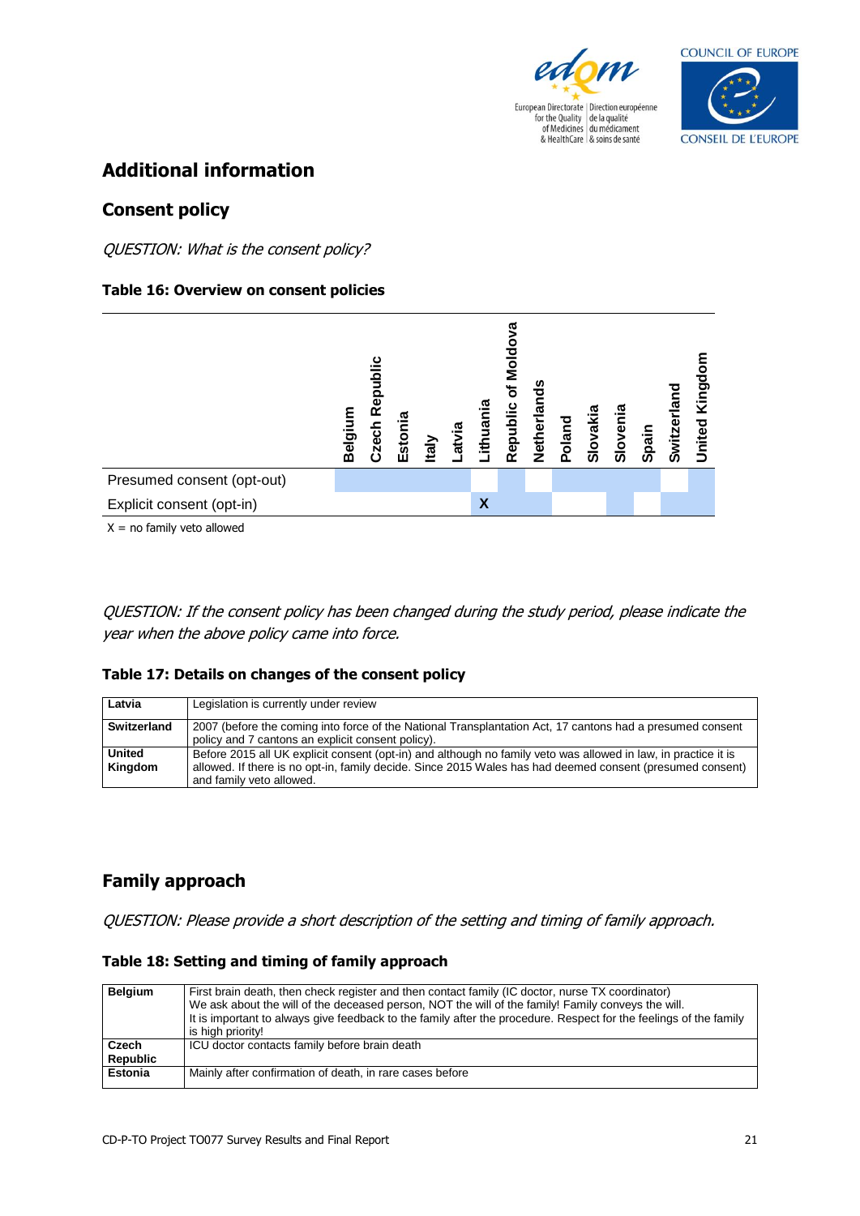## Additional information

### Consent policy

*QUESTION: What is the consent policy?*

**Table 16: Overview on consent policies**

| | Belgium | Czech Republic | Estonia | Italy | Latvia | Lithuania | Republic of Moldova | Netherlands | Poland | Slovakia | Slovenia | Spain | Switzerland | United Kingdom |
|---|---|---|---|---|---|---|---|---|---|---|---|---|---|---|
| Presumed consent (opt-out) | ■ | ■ | ■ | ■ | ■ | | ■ | | ■ | ■ | ■ | ■ | | ■ |
| Explicit consent (opt-in) | | | | | | X | ■ | ■ | | | ■ | | ■ | ■ |

X = no family veto allowed

*QUESTION: If the consent policy has been changed during the study period, please indicate the year when the above policy came into force.*

**Table 17: Details on changes of the consent policy**

| | |
|---|---|
| **Latvia** | Legislation is currently under review |
| **Switzerland** | 2007 (before the coming into force of the National Transplantation Act, 17 cantons had a presumed consent policy and 7 cantons an explicit consent policy). |
| **United Kingdom** | Before 2015 all UK explicit consent (opt-in) and although no family veto was allowed in law, in practice it is allowed. If there is no opt-in, family decide. Since 2015 Wales has had deemed consent (presumed consent) and family veto allowed. |

### Family approach

*QUESTION: Please provide a short description of the setting and timing of family approach.*

**Table 18: Setting and timing of family approach**

| | |
|---|---|
| **Belgium** | First brain death, then check register and then contact family (IC doctor, nurse TX coordinator)<br>We ask about the will of the deceased person, NOT the will of the family! Family conveys the will.<br>It is important to always give feedback to the family after the procedure. Respect for the feelings of the family is high priority! |
| **Czech Republic** | ICU doctor contacts family before brain death |
| **Estonia** | Mainly after confirmation of death, in rare cases before |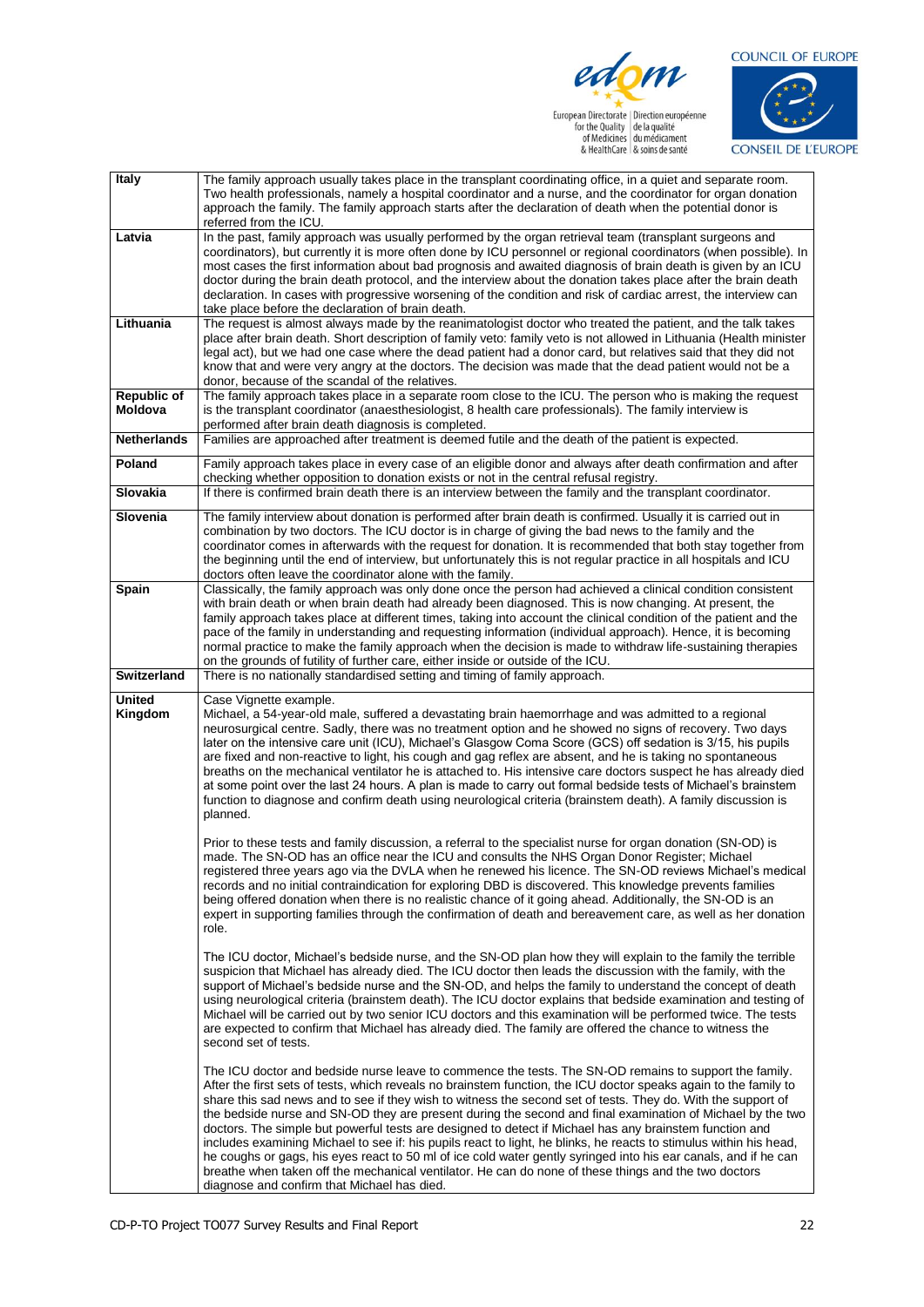| | |
|---|---|
| **Italy** | The family approach usually takes place in the transplant coordinating office, in a quiet and separate room. Two health professionals, namely a hospital coordinator and a nurse, and the coordinator for organ donation approach the family. The family approach starts after the declaration of death when the potential donor is referred from the ICU. |
| **Latvia** | In the past, family approach was usually performed by the organ retrieval team (transplant surgeons and coordinators), but currently it is more often done by ICU personnel or regional coordinators (when possible). In most cases the first information about bad prognosis and awaited diagnosis of brain death is given by an ICU doctor during the brain death protocol, and the interview about the donation takes place after the brain death declaration. In cases with progressive worsening of the condition and risk of cardiac arrest, the interview can take place before the declaration of brain death. |
| **Lithuania** | The request is almost always made by the reanimatologist doctor who treated the patient, and the talk takes place after brain death. Short description of family veto: family veto is not allowed in Lithuania (Health minister legal act), but we had one case where the dead patient had a donor card, but relatives said that they did not know that and were very angry at the doctors. The decision was made that the dead patient would not be a donor, because of the scandal of the relatives. |
| **Republic of Moldova** | The family approach takes place in a separate room close to the ICU. The person who is making the request is the transplant coordinator (anaesthesiologist, 8 health care professionals). The family interview is performed after brain death diagnosis is completed. |
| **Netherlands** | Families are approached after treatment is deemed futile and the death of the patient is expected. |
| **Poland** | Family approach takes place in every case of an eligible donor and always after death confirmation and after checking whether opposition to donation exists or not in the central refusal registry. |
| **Slovakia** | If there is confirmed brain death there is an interview between the family and the transplant coordinator. |
| **Slovenia** | The family interview about donation is performed after brain death is confirmed. Usually it is carried out in combination by two doctors. The ICU doctor is in charge of giving the bad news to the family and the coordinator comes in afterwards with the request for donation. It is recommended that both stay together from the beginning until the end of interview, but unfortunately this is not regular practice in all hospitals and ICU doctors often leave the coordinator alone with the family. |
| **Spain** | Classically, the family approach was only done once the person had achieved a clinical condition consistent with brain death or when brain death had already been diagnosed. This is now changing. At present, the family approach takes place at different times, taking into account the clinical condition of the patient and the pace of the family in understanding and requesting information (individual approach). Hence, it is becoming normal practice to make the family approach when the decision is made to withdraw life-sustaining therapies on the grounds of futility of further care, either inside or outside of the ICU. |
| **Switzerland** | There is no nationally standardised setting and timing of family approach. |
| **United Kingdom** | Case Vignette example.<br>Michael, a 54-year-old male, suffered a devastating brain haemorrhage and was admitted to a regional neurosurgical centre. Sadly, there was no treatment option and he showed no signs of recovery. Two days later on the intensive care unit (ICU), Michael's Glasgow Coma Score (GCS) off sedation is 3/15, his pupils are fixed and non-reactive to light, his cough and gag reflex are absent, and he is taking no spontaneous breaths on the mechanical ventilator he is attached to. His intensive care doctors suspect he has already died at some point over the last 24 hours. A plan is made to carry out formal bedside tests of Michael's brainstem function to diagnose and confirm death using neurological criteria (brainstem death). A family discussion is planned.<br><br>Prior to these tests and family discussion, a referral to the specialist nurse for organ donation (SN-OD) is made. The SN-OD has an office near the ICU and consults the NHS Organ Donor Register; Michael registered three years ago via the DVLA when he renewed his licence. The SN-OD reviews Michael's medical records and no initial contraindication for exploring DBD is discovered. This knowledge prevents families being offered donation when there is no realistic chance of it going ahead. Additionally, the SN-OD is an expert in supporting families through the confirmation of death and bereavement care, as well as her donation role.<br><br>The ICU doctor, Michael's bedside nurse, and the SN-OD plan how they will explain to the family the terrible suspicion that Michael has already died. The ICU doctor then leads the discussion with the family, with the support of Michael's bedside nurse and the SN-OD, and helps the family to understand the concept of death using neurological criteria (brainstem death). The ICU doctor explains that bedside examination and testing of Michael will be carried out by two senior ICU doctors and this examination will be performed twice. The tests are expected to confirm that Michael has already died. The family are offered the chance to witness the second set of tests.<br><br>The ICU doctor and bedside nurse leave to commence the tests. The SN-OD remains to support the family. After the first sets of tests, which reveals no brainstem function, the ICU doctor speaks again to the family to share this sad news and to see if they wish to witness the second set of tests. They do. With the support of the bedside nurse and SN-OD they are present during the second and final examination of Michael by the two doctors. The simple but powerful tests are designed to detect if Michael has any brainstem function and includes examining Michael to see if: his pupils react to light, he blinks, he reacts to stimulus within his head, he coughs or gags, his eyes react to 50 ml of ice cold water gently syringed into his ear canals, and if he can breathe when taken off the mechanical ventilator. He can do none of these things and the two doctors diagnose and confirm that Michael has died. |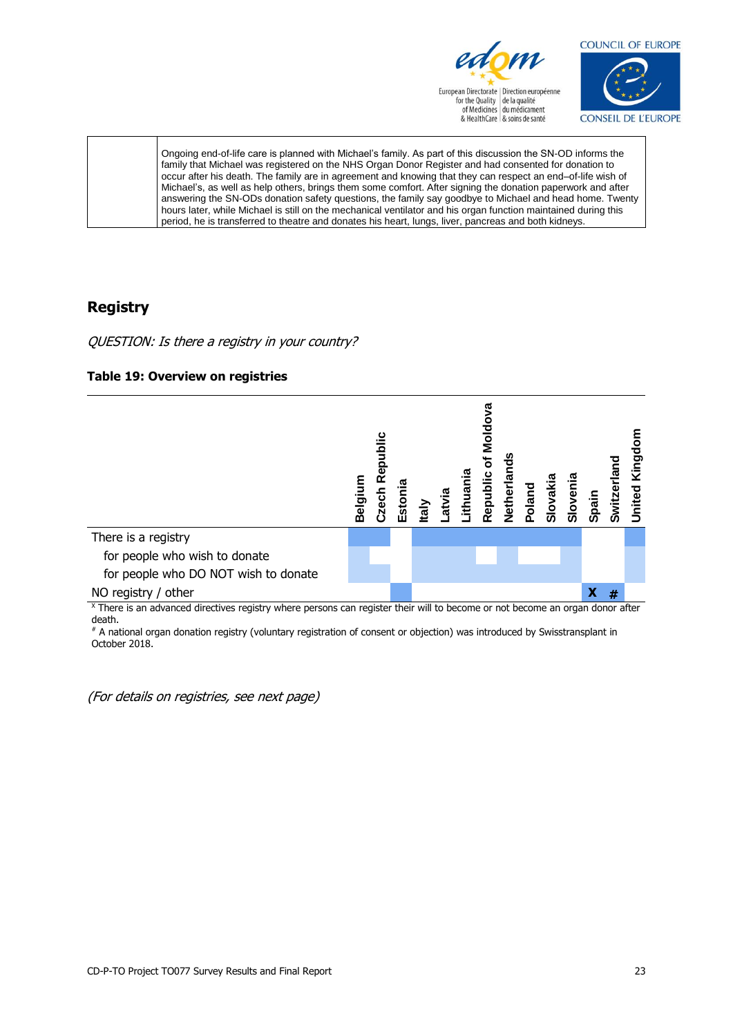| | |
|---|---|
| | Ongoing end-of-life care is planned with Michael's family. As part of this discussion the SN-OD informs the family that Michael was registered on the NHS Organ Donor Register and had consented for donation to occur after his death. The family are in agreement and knowing that they can respect an end–of-life wish of Michael's, as well as help others, brings them some comfort. After signing the donation paperwork and after answering the SN-ODs donation safety questions, the family say goodbye to Michael and head home. Twenty hours later, while Michael is still on the mechanical ventilator and his organ function maintained during this period, he is transferred to theatre and donates his heart, lungs, liver, pancreas and both kidneys. |

## Registry

*QUESTION: Is there a registry in your country?*

**Table 19: Overview on registries**

| | Belgium | Czech Republic | Estonia | Italy | Latvia | Lithuania | Republic of Moldova | Netherlands | Poland | Slovakia | Slovenia | Spain | Switzerland | United Kingdom |
|---|---|---|---|---|---|---|---|---|---|---|---|---|---|---|
| There is a registry | ■ | ■ | | ■ | ■ | ■ | ■ | ■ | ■ | ■ | ■ | | | ■ |
| for people who wish to donate | ■ | | | ■ | ■ | ■ | | ■ | | | ■ | | | ■ |
| for people who DO NOT wish to donate | ■ | ■ | | ■ | ■ | ■ | ■ | ■ | ■ | ■ | ■ | | | ■ |
| NO registry / other | | | ■ | | | | | | | | | X | # | |

[X] There is an advanced directives registry where persons can register their will to become or not become an organ donor after death.

[#] A national organ donation registry (voluntary registration of consent or objection) was introduced by Swisstransplant in October 2018.

*(For details on registries, see next page)*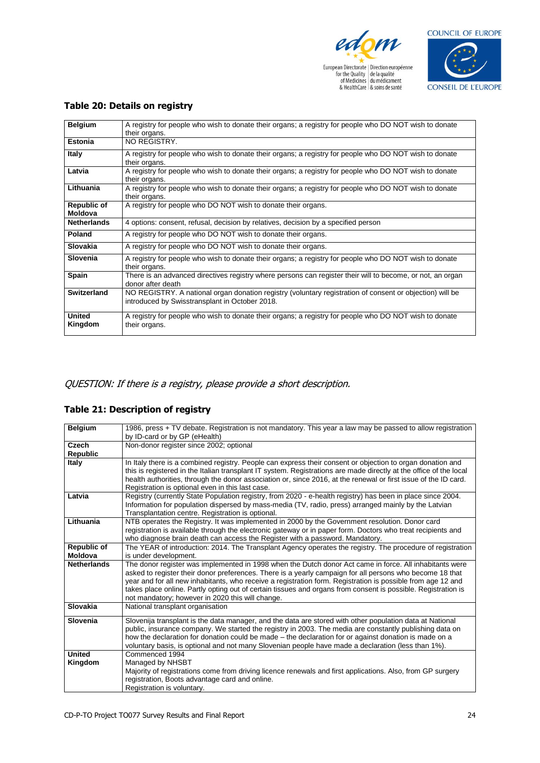### Table 20: Details on registry

| | |
|---|---|
| **Belgium** | A registry for people who wish to donate their organs; a registry for people who DO NOT wish to donate their organs. |
| **Estonia** | NO REGISTRY. |
| **Italy** | A registry for people who wish to donate their organs; a registry for people who DO NOT wish to donate their organs. |
| **Latvia** | A registry for people who wish to donate their organs; a registry for people who DO NOT wish to donate their organs. |
| **Lithuania** | A registry for people who wish to donate their organs; a registry for people who DO NOT wish to donate their organs. |
| **Republic of Moldova** | A registry for people who DO NOT wish to donate their organs. |
| **Netherlands** | 4 options: consent, refusal, decision by relatives, decision by a specified person |
| **Poland** | A registry for people who DO NOT wish to donate their organs. |
| **Slovakia** | A registry for people who DO NOT wish to donate their organs. |
| **Slovenia** | A registry for people who wish to donate their organs; a registry for people who DO NOT wish to donate their organs. |
| **Spain** | There is an advanced directives registry where persons can register their will to become, or not, an organ donor after death |
| **Switzerland** | NO REGISTRY. A national organ donation registry (voluntary registration of consent or objection) will be introduced by Swisstransplant in October 2018. |
| **United Kingdom** | A registry for people who wish to donate their organs; a registry for people who DO NOT wish to donate their organs. |

*QUESTION: If there is a registry, please provide a short description.*

### Table 21: Description of registry

| | |
|---|---|
| **Belgium** | 1986, press + TV debate. Registration is not mandatory. This year a law may be passed to allow registration by ID-card or by GP (eHealth) |
| **Czech Republic** | Non-donor register since 2002; optional |
| **Italy** | In Italy there is a combined registry. People can express their consent or objection to organ donation and this is registered in the Italian transplant IT system. Registrations are made directly at the office of the local health authorities, through the donor association or, since 2016, at the renewal or first issue of the ID card. Registration is optional even in this last case. |
| **Latvia** | Registry (currently State Population registry, from 2020 - e-health registry) has been in place since 2004. Information for population dispersed by mass-media (TV, radio, press) arranged mainly by the Latvian Transplantation centre. Registration is optional. |
| **Lithuania** | NTB operates the Registry. It was implemented in 2000 by the Government resolution. Donor card registration is available through the electronic gateway or in paper form. Doctors who treat recipients and who diagnose brain death can access the Register with a password. Mandatory. |
| **Republic of Moldova** | The YEAR of introduction: 2014. The Transplant Agency operates the registry. The procedure of registration is under development. |
| **Netherlands** | The donor register was implemented in 1998 when the Dutch donor Act came in force. All inhabitants were asked to register their donor preferences. There is a yearly campaign for all persons who become 18 that year and for all new inhabitants, who receive a registration form. Registration is possible from age 12 and takes place online. Partly opting out of certain tissues and organs from consent is possible. Registration is not mandatory; however in 2020 this will change. |
| **Slovakia** | National transplant organisation |
| **Slovenia** | Slovenija transplant is the data manager, and the data are stored with other population data at National public, insurance company. We started the registry in 2003. The media are constantly publishing data on how the declaration for donation could be made – the declaration for or against donation is made on a voluntary basis, is optional and not many Slovenian people have made a declaration (less than 1%). |
| **United Kingdom** | Commenced 1994<br>Managed by NHSBT<br>Majority of registrations come from driving licence renewals and first applications. Also, from GP surgery registration, Boots advantage card and online.<br>Registration is voluntary. |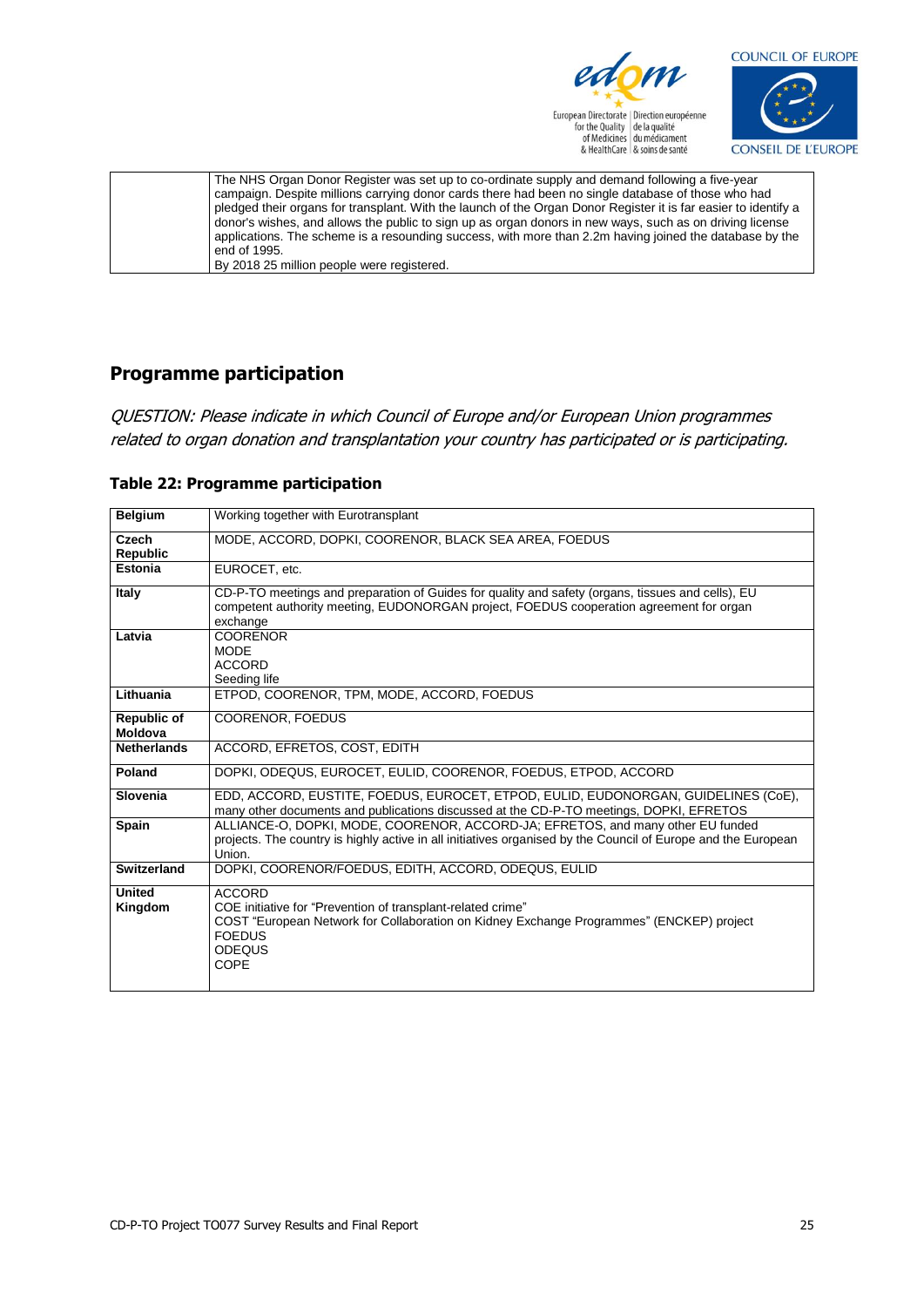| | The NHS Organ Donor Register was set up to co-ordinate supply and demand following a five-year campaign. Despite millions carrying donor cards there had been no single database of those who had pledged their organs for transplant. With the launch of the Organ Donor Register it is far easier to identify a donor's wishes, and allows the public to sign up as organ donors in new ways, such as on driving license applications. The scheme is a resounding success, with more than 2.2m having joined the database by the end of 1995.<br>By 2018 25 million people were registered. |
|---|---|

## Programme participation

*QUESTION: Please indicate in which Council of Europe and/or European Union programmes related to organ donation and transplantation your country has participated or is participating.*

### Table 22: Programme participation

| **Belgium** | Working together with Eurotransplant |
|---|---|
| **Czech Republic** | MODE, ACCORD, DOPKI, COORENOR, BLACK SEA AREA, FOEDUS |
| **Estonia** | EUROCET, etc. |
| **Italy** | CD-P-TO meetings and preparation of Guides for quality and safety (organs, tissues and cells), EU competent authority meeting, EUDONORGAN project, FOEDUS cooperation agreement for organ exchange |
| **Latvia** | COORENOR<br>MODE<br>ACCORD<br>Seeding life |
| **Lithuania** | ETPOD, COORENOR, TPM, MODE, ACCORD, FOEDUS |
| **Republic of Moldova** | COORENOR, FOEDUS |
| **Netherlands** | ACCORD, EFRETOS, COST, EDITH |
| **Poland** | DOPKI, ODEQUS, EUROCET, EULID, COORENOR, FOEDUS, ETPOD, ACCORD |
| **Slovenia** | EDD, ACCORD, EUSTITE, FOEDUS, EUROCET, ETPOD, EULID, EUDONORGAN, GUIDELINES (CoE), many other documents and publications discussed at the CD-P-TO meetings, DOPKI, EFRETOS |
| **Spain** | ALLIANCE-O, DOPKI, MODE, COORENOR, ACCORD-JA; EFRETOS, and many other EU funded projects. The country is highly active in all initiatives organised by the Council of Europe and the European Union. |
| **Switzerland** | DOPKI, COORENOR/FOEDUS, EDITH, ACCORD, ODEQUS, EULID |
| **United Kingdom** | ACCORD<br>COE initiative for "Prevention of transplant-related crime"<br>COST "European Network for Collaboration on Kidney Exchange Programmes" (ENCKEP) project<br>FOEDUS<br>ODEQUS<br>COPE |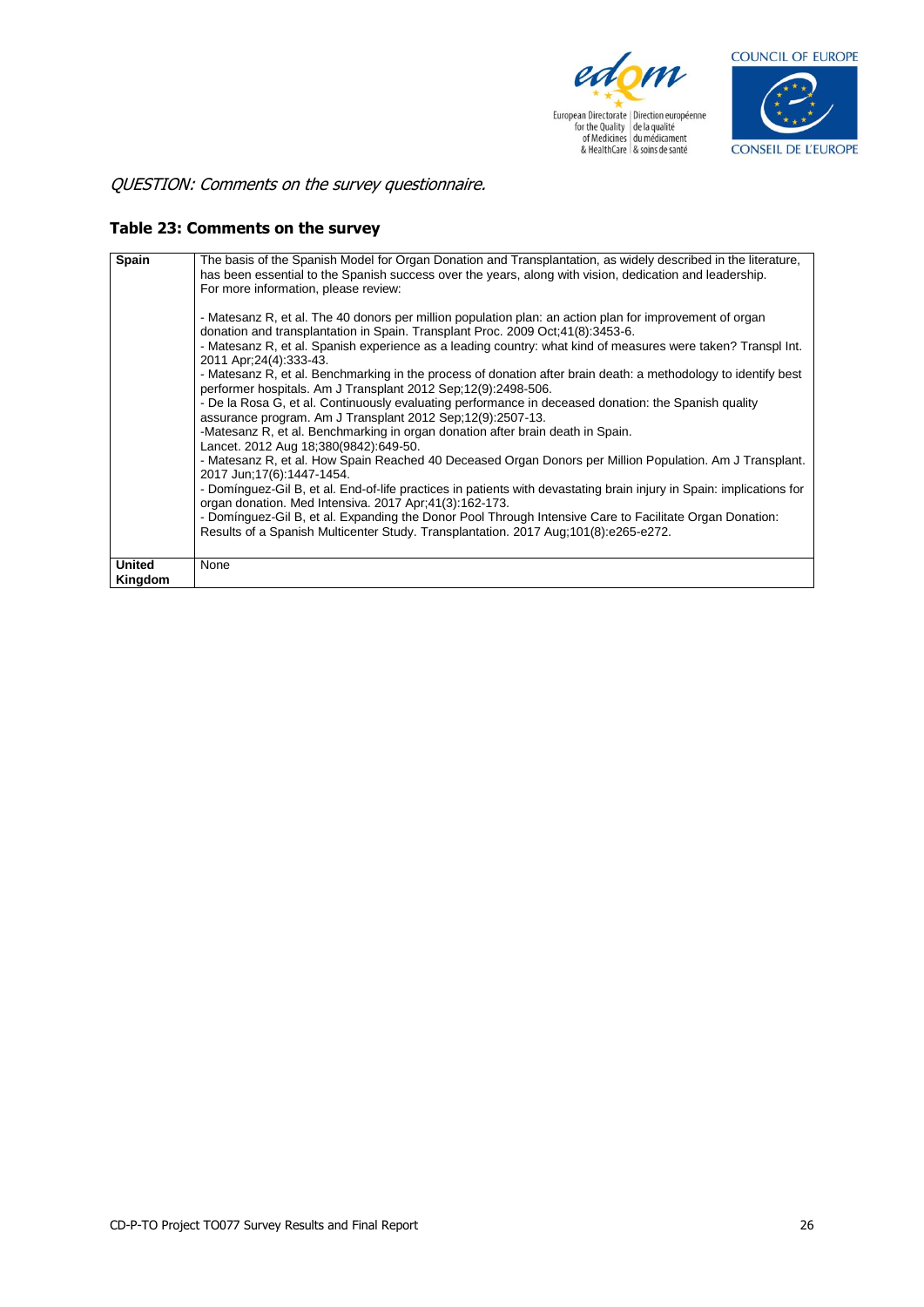*QUESTION: Comments on the survey questionnaire.*

### Table 23: Comments on the survey

| | |
|---|---|
| **Spain** | The basis of the Spanish Model for Organ Donation and Transplantation, as widely described in the literature, has been essential to the Spanish success over the years, along with vision, dedication and leadership.<br>For more information, please review:<br><br>- Matesanz R, et al. The 40 donors per million population plan: an action plan for improvement of organ donation and transplantation in Spain. Transplant Proc. 2009 Oct;41(8):3453-6.<br>- Matesanz R, et al. Spanish experience as a leading country: what kind of measures were taken? Transpl Int. 2011 Apr;24(4):333-43.<br>- Matesanz R, et al. Benchmarking in the process of donation after brain death: a methodology to identify best performer hospitals. Am J Transplant 2012 Sep;12(9):2498-506.<br>- De la Rosa G, et al. Continuously evaluating performance in deceased donation: the Spanish quality assurance program. Am J Transplant 2012 Sep;12(9):2507-13.<br>-Matesanz R, et al. Benchmarking in organ donation after brain death in Spain. Lancet. 2012 Aug 18;380(9842):649-50.<br>- Matesanz R, et al. How Spain Reached 40 Deceased Organ Donors per Million Population. Am J Transplant. 2017 Jun;17(6):1447-1454.<br>- Domínguez-Gil B, et al. End-of-life practices in patients with devastating brain injury in Spain: implications for organ donation. Med Intensiva. 2017 Apr;41(3):162-173.<br>- Domínguez-Gil B, et al. Expanding the Donor Pool Through Intensive Care to Facilitate Organ Donation: Results of a Spanish Multicenter Study. Transplantation. 2017 Aug;101(8):e265-e272. |
| **United Kingdom** | None |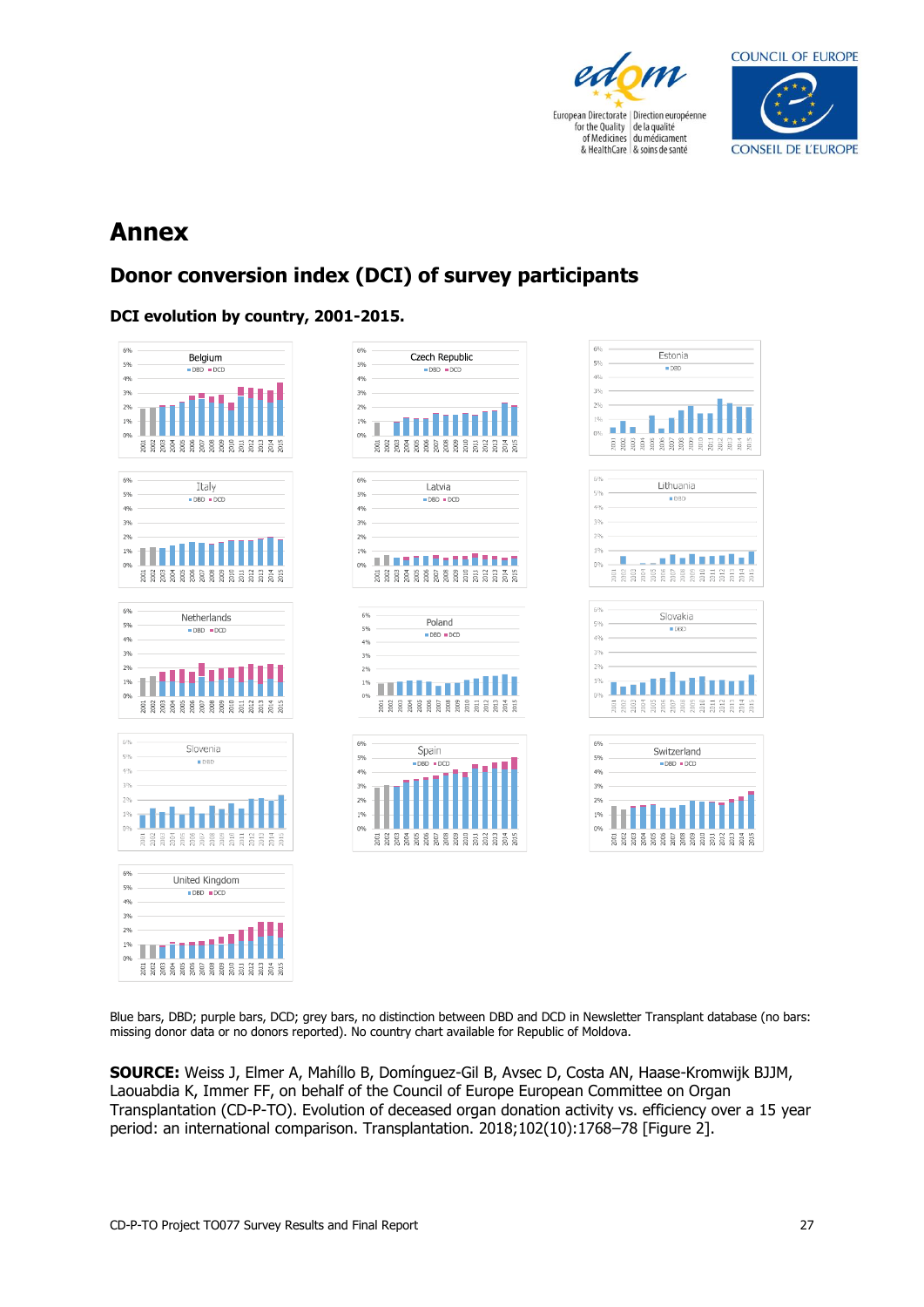# Annex

## Donor conversion index (DCI) of survey participants

### DCI evolution by country, 2001-2015.

Belgium
DBD DCD

Czech Republic
DBD DCD

Estonia
DBD

Italy
DBD DCD

Latvia
DBD DCD

Lithuania
DBD

Netherlands
DBD DCD

Poland
DBD DCD

Slovakia
DBD

Slovenia
DBD

Spain
DBD DCD

Switzerland
DBD DCD

United Kingdom
DBD DCD

0% 1% 2% 3% 4% 5% 6%

2001 2002 2003 2004 2005 2006 2007 2008 2009 2010 2011 2012 2013 2014 2015

Blue bars, DBD; purple bars, DCD; grey bars, no distinction between DBD and DCD in Newsletter Transplant database (no bars: missing donor data or no donors reported). No country chart available for Republic of Moldova.

**SOURCE:** Weiss J, Elmer A, Mahíllo B, Domínguez-Gil B, Avsec D, Costa AN, Haase-Kromwijk BJJM, Laouabdia K, Immer FF, on behalf of the Council of Europe European Committee on Organ Transplantation (CD-P-TO). Evolution of deceased organ donation activity vs. efficiency over a 15 year period: an international comparison. Transplantation. 2018;102(10):1768–78 [Figure 2].